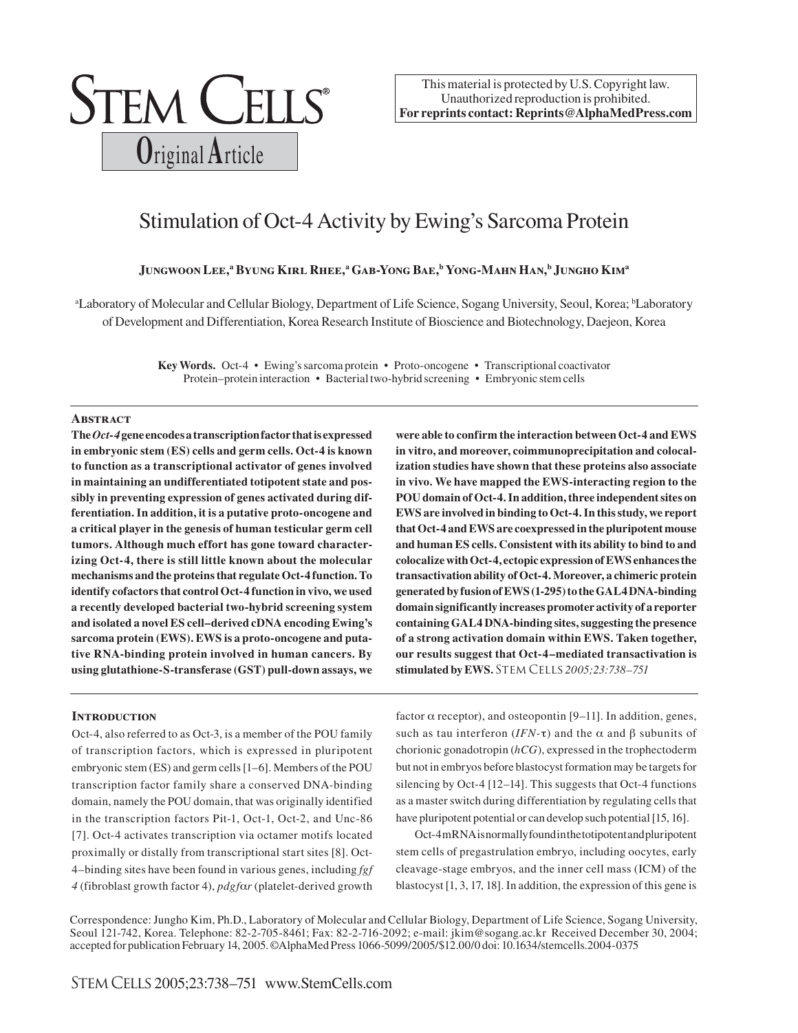STEM CELLS®

Original Article

This material is protected by U.S. Copyright law. Unauthorized reproduction is prohibited. **For reprints contact: Reprints@AlphaMedPress.com**

# Stimulation of Oct-4 Activity by Ewing's Sarcoma Protein

**Jungwoon Lee,[a] Byung Kirl Rhee,[a] Gab-Yong Bae,[b] Yong-Mahn Han,[b] Jungho Kim[a]**

[a]Laboratory of Molecular and Cellular Biology, Department of Life Science, Sogang University, Seoul, Korea; [b]Laboratory of Development and Differentiation, Korea Research Institute of Bioscience and Biotechnology, Daejeon, Korea

**Key Words.** Oct-4 • Ewing's sarcoma protein • Proto-oncogene • Transcriptional coactivator Protein–protein interaction • Bacterial two-hybrid screening • Embryonic stem cells

## Abstract

**The *Oct-4* gene encodes a transcription factor that is expressed in embryonic stem (ES) cells and germ cells. Oct-4 is known to function as a transcriptional activator of genes involved in maintaining an undifferentiated totipotent state and possibly in preventing expression of genes activated during differentiation. In addition, it is a putative proto-oncogene and a critical player in the genesis of human testicular germ cell tumors. Although much effort has gone toward characterizing Oct-4, there is still little known about the molecular mechanisms and the proteins that regulate Oct-4 function. To identify cofactors that control Oct-4 function in vivo, we used a recently developed bacterial two-hybrid screening system and isolated a novel ES cell–derived cDNA encoding Ewing's sarcoma protein (EWS). EWS is a proto-oncogene and putative RNA-binding protein involved in human cancers. By using glutathione-S-transferase (GST) pull-down assays, we were able to confirm the interaction between Oct-4 and EWS in vitro, and moreover, coimmunoprecipitation and colocalization studies have shown that these proteins also associate in vivo. We have mapped the EWS-interacting region to the POU domain of Oct-4. In addition, three independent sites on EWS are involved in binding to Oct-4. In this study, we report that Oct-4 and EWS are coexpressed in the pluripotent mouse and human ES cells. Consistent with its ability to bind to and colocalize with Oct-4, ectopic expression of EWS enhances the transactivation ability of Oct-4. Moreover, a chimeric protein generated by fusion of EWS (1-295) to the GAL4 DNA-binding domain significantly increases promoter activity of a reporter containing GAL4 DNA-binding sites, suggesting the presence of a strong activation domain within EWS. Taken together, our results suggest that Oct-4–mediated transactivation is stimulated by EWS.** Stem Cells *2005;23:738–751*

## Introduction

Oct-4, also referred to as Oct-3, is a member of the POU family of transcription factors, which is expressed in pluripotent embryonic stem (ES) and germ cells [1–6]. Members of the POU transcription factor family share a conserved DNA-binding domain, namely the POU domain, that was originally identified in the transcription factors Pit-1, Oct-1, Oct-2, and Unc-86 [7]. Oct-4 activates transcription via octamer motifs located proximally or distally from transcriptional start sites [8]. Oct-4–binding sites have been found in various genes, including *fgf 4* (fibroblast growth factor 4), *pdgfαr* (platelet-derived growth factor α receptor), and osteopontin [9–11]. In addition, genes, such as tau interferon (*IFN-τ*) and the α and β subunits of chorionic gonadotropin (*hCG*), expressed in the trophectoderm but not in embryos before blastocyst formation may be targets for silencing by Oct-4 [12–14]. This suggests that Oct-4 functions as a master switch during differentiation by regulating cells that have pluripotent potential or can develop such potential [15, 16].

Oct-4 mRNA is normally found in the totipotent and pluripotent stem cells of pregastrulation embryo, including oocytes, early cleavage-stage embryos, and the inner cell mass (ICM) of the blastocyst [1, 3, 17, 18]. In addition, the expression of this gene is

Correspondence: Jungho Kim, Ph.D., Laboratory of Molecular and Cellular Biology, Department of Life Science, Sogang University, Seoul 121-742, Korea. Telephone: 82-2-705-8461; Fax: 82-2-716-2092; e-mail: jkim@sogang.ac.kr Received December 30, 2004; accepted for publication February 14, 2005. ©AlphaMed Press 1066-5099/2005/$12.00/0 doi: 10.1634/stemcells.2004-0375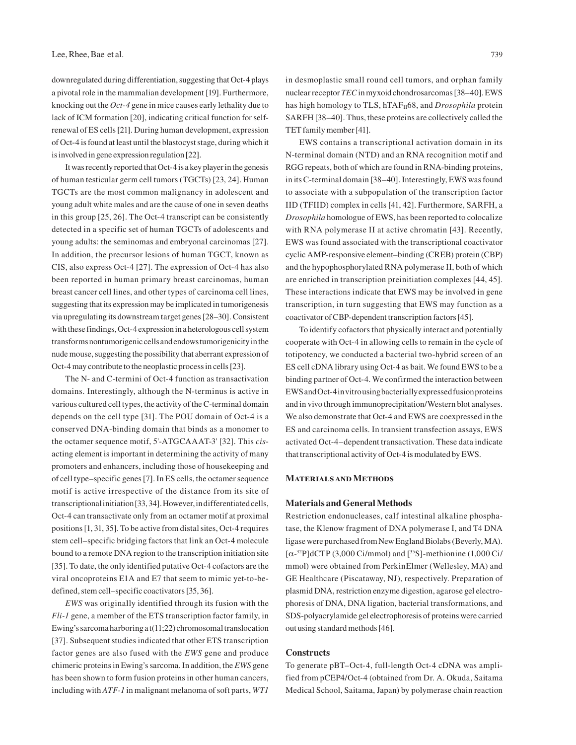downregulated during differentiation, suggesting that Oct-4 plays a pivotal role in the mammalian development [19]. Furthermore, knocking out the *Oct-4* gene in mice causes early lethality due to lack of ICM formation [20], indicating critical function for self-renewal of ES cells [21]. During human development, expression of Oct-4 is found at least until the blastocyst stage, during which it is involved in gene expression regulation [22].

It was recently reported that Oct-4 is a key player in the genesis of human testicular germ cell tumors (TGCTs) [23, 24]. Human TGCTs are the most common malignancy in adolescent and young adult white males and are the cause of one in seven deaths in this group [25, 26]. The Oct-4 transcript can be consistently detected in a specific set of human TGCTs of adolescents and young adults: the seminomas and embryonal carcinomas [27]. In addition, the precursor lesions of human TGCT, known as CIS, also express Oct-4 [27]. The expression of Oct-4 has also been reported in human primary breast carcinomas, human breast cancer cell lines, and other types of carcinoma cell lines, suggesting that its expression may be implicated in tumorigenesis via upregulating its downstream target genes [28–30]. Consistent with these findings, Oct-4 expression in a heterologous cell system transforms nontumorigenic cells and endows tumorigenicity in the nude mouse, suggesting the possibility that aberrant expression of Oct-4 may contribute to the neoplastic process in cells [23].

The N- and C-termini of Oct-4 function as transactivation domains. Interestingly, although the N-terminus is active in various cultured cell types, the activity of the C-terminal domain depends on the cell type [31]. The POU domain of Oct-4 is a conserved DNA-binding domain that binds as a monomer to the octamer sequence motif, 5'-ATGCAAAT-3' [32]. This *cis*-acting element is important in determining the activity of many promoters and enhancers, including those of housekeeping and of cell type–specific genes [7]. In ES cells, the octamer sequence motif is active irrespective of the distance from its site of transcriptional initiation [33, 34]. However, in differentiated cells, Oct-4 can transactivate only from an octamer motif at proximal positions [1, 31, 35]. To be active from distal sites, Oct-4 requires stem cell–specific bridging factors that link an Oct-4 molecule bound to a remote DNA region to the transcription initiation site [35]. To date, the only identified putative Oct-4 cofactors are the viral oncoproteins E1A and E7 that seem to mimic yet-to-be-defined, stem cell–specific coactivators [35, 36].

*EWS* was originally identified through its fusion with the *Fli-1* gene, a member of the ETS transcription factor family, in Ewing's sarcoma harboring a t(11;22) chromosomal translocation [37]. Subsequent studies indicated that other ETS transcription factor genes are also fused with the *EWS* gene and produce chimeric proteins in Ewing's sarcoma. In addition, the *EWS* gene has been shown to form fusion proteins in other human cancers, including with *ATF-1* in malignant melanoma of soft parts, *WT1* in desmoplastic small round cell tumors, and orphan family nuclear receptor *TEC* in myxoid chondrosarcomas [38–40]. EWS has high homology to TLS, $hTAF_{II}68$, and *Drosophila* protein SARFH [38–40]. Thus, these proteins are collectively called the TET family member [41].

EWS contains a transcriptional activation domain in its N-terminal domain (NTD) and an RNA recognition motif and RGG repeats, both of which are found in RNA-binding proteins, in its C-terminal domain [38–40]. Interestingly, EWS was found to associate with a subpopulation of the transcription factor IID (TFIID) complex in cells [41, 42]. Furthermore, SARFH, a *Drosophila* homologue of EWS, has been reported to colocalize with RNA polymerase II at active chromatin [43]. Recently, EWS was found associated with the transcriptional coactivator cyclic AMP-responsive element–binding (CREB) protein (CBP) and the hypophosphorylated RNA polymerase II, both of which are enriched in transcription preinitiation complexes [44, 45]. These interactions indicate that EWS may be involved in gene transcription, in turn suggesting that EWS may function as a coactivator of CBP-dependent transcription factors [45].

To identify cofactors that physically interact and potentially cooperate with Oct-4 in allowing cells to remain in the cycle of totipotency, we conducted a bacterial two-hybrid screen of an ES cell cDNA library using Oct-4 as bait. We found EWS to be a binding partner of Oct-4. We confirmed the interaction between EWS and Oct-4 in vitro using bacterially expressed fusion proteins and in vivo through immunoprecipitation/Western blot analyses. We also demonstrate that Oct-4 and EWS are coexpressed in the ES and carcinoma cells. In transient transfection assays, EWS activated Oct-4–dependent transactivation. These data indicate that transcriptional activity of Oct-4 is modulated by EWS.

## Materials and Methods

### Materials and General Methods

Restriction endonucleases, calf intestinal alkaline phosphatase, the Klenow fragment of DNA polymerase I, and T4 DNA ligase were purchased from New England Biolabs (Beverly, MA). [$\alpha$-$^{32}$P]dCTP (3,000 Ci/mmol) and [$^{35}$S]-methionine (1,000 Ci/mmol) were obtained from PerkinElmer (Wellesley, MA) and GE Healthcare (Piscataway, NJ), respectively. Preparation of plasmid DNA, restriction enzyme digestion, agarose gel electrophoresis of DNA, DNA ligation, bacterial transformations, and SDS-polyacrylamide gel electrophoresis of proteins were carried out using standard methods [46].

### Constructs

To generate pBT–Oct-4, full-length Oct-4 cDNA was amplified from pCEP4/Oct-4 (obtained from Dr. A. Okuda, Saitama Medical School, Saitama, Japan) by polymerase chain reaction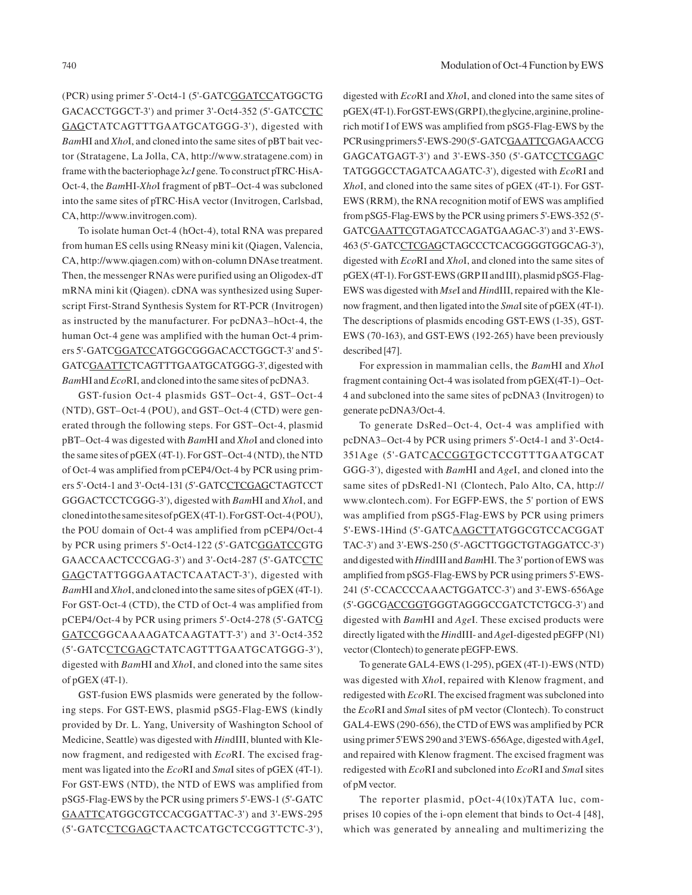(PCR) using primer 5'-Oct4-1 (5'-GATCGGATCCATGGCTG GACACCTGGCT-3') and primer 3'-Oct4-352 (5'-GATCCTC GAGCTATCAGTTTGAATGCATGGG-3'), digested with *Bam*HI and *Xho*I, and cloned into the same sites of pBT bait vector (Stratagene, La Jolla, CA, http://www.stratagene.com) in frame with the bacteriophage λ*cI* gene. To construct pTRC·HisA-Oct-4, the *Bam*HI-*Xho*I fragment of pBT–Oct-4 was subcloned into the same sites of pTRC·HisA vector (Invitrogen, Carlsbad, CA, http://www.invitrogen.com).

To isolate human Oct-4 (hOct-4), total RNA was prepared from human ES cells using RNeasy mini kit (Qiagen, Valencia, CA, http://www.qiagen.com) with on-column DNAse treatment. Then, the messenger RNAs were purified using an Oligodex-dT mRNA mini kit (Qiagen). cDNA was synthesized using Superscript First-Strand Synthesis System for RT-PCR (Invitrogen) as instructed by the manufacturer. For pcDNA3–hOct-4, the human Oct-4 gene was amplified with the human Oct-4 primers 5'-GATCGGATCCATGGCGGGACACCTGGCT-3' and 5'-GATCGAATTCTCAGTTTGAATGCATGGG-3', digested with *Bam*HI and *Eco*RI, and cloned into the same sites of pcDNA3.

GST-fusion Oct-4 plasmids GST–Oct-4, GST–Oct-4 (NTD), GST–Oct-4 (POU), and GST–Oct-4 (CTD) were generated through the following steps. For GST–Oct-4, plasmid pBT–Oct-4 was digested with *Bam*HI and *Xho*I and cloned into the same sites of pGEX (4T-1). For GST–Oct-4 (NTD), the NTD of Oct-4 was amplified from pCEP4/Oct-4 by PCR using primers 5'-Oct4-1 and 3'-Oct4-131 (5'-GATCCTCGAGCTAGTCCT GGGACTCCTCGGG-3'), digested with *Bam*HI and *Xho*I, and cloned into the same sites of pGEX (4T-1). For GST-Oct-4 (POU), the POU domain of Oct-4 was amplified from pCEP4/Oct-4 by PCR using primers 5'-Oct4-122 (5'-GATCGGATCCGTG GAACCAACTCCCGAG-3') and 3'-Oct4-287 (5'-GATCCTC GAGCTATTGGGAATACTCAATACT-3'), digested with *Bam*HI and *Xho*I, and cloned into the same sites of pGEX (4T-1). For GST-Oct-4 (CTD), the CTD of Oct-4 was amplified from pCEP4/Oct-4 by PCR using primers 5'-Oct4-278 (5'-GATCG GATCCGGCAAAAGATCAAGTATT-3') and 3'-Oct4-352 (5'-GATCCTCGAGCTATCAGTTTGAATGCATGGG-3'), digested with *Bam*HI and *Xho*I, and cloned into the same sites of pGEX (4T-1).

GST-fusion EWS plasmids were generated by the following steps. For GST-EWS, plasmid pSG5-Flag-EWS (kindly provided by Dr. L. Yang, University of Washington School of Medicine, Seattle) was digested with *Hin*dIII, blunted with Klenow fragment, and redigested with *Eco*RI. The excised fragment was ligated into the *Eco*RI and *Sma*I sites of pGEX (4T-1). For GST-EWS (NTD), the NTD of EWS was amplified from pSG5-Flag-EWS by the PCR using primers 5'-EWS-1 (5'-GATC GAATTCATGGCGTCCACGGATTAC-3') and 3'-EWS-295 (5'-GATCCTCGAGCTAACTCATGCTCCGGTTCTC-3'), digested with *Eco*RI and *Xho*I, and cloned into the same sites of pGEX (4T-1). For GST-EWS (GRPI), the glycine, arginine, proline-rich motif I of EWS was amplified from pSG5-Flag-EWS by the PCR using primers 5'-EWS-290 (5'-GATCGAATTCGAGAACCG GAGCATGAGT-3') and 3'-EWS-350 (5'-GATCCTCGAGC TATGGGCCTAGATCAAGATC-3'), digested with *Eco*RI and *Xho*I, and cloned into the same sites of pGEX (4T-1). For GST-EWS (RRM), the RNA recognition motif of EWS was amplified from pSG5-Flag-EWS by the PCR using primers 5'-EWS-352 (5'-GATCGAATTCGTAGATCCAGATGAAGAC-3') and 3'-EWS-463 (5'-GATCCTCGAGCTAGCCCTCACGGGGTGGCAG-3'), digested with *Eco*RI and *Xho*I, and cloned into the same sites of pGEX (4T-1). For GST-EWS (GRP II and III), plasmid pSG5-Flag-EWS was digested with *Mse*I and *Hin*dIII, repaired with the Klenow fragment, and then ligated into the *Sma*I site of pGEX (4T-1). The descriptions of plasmids encoding GST-EWS (1-35), GST-EWS (70-163), and GST-EWS (192-265) have been previously described [47].

For expression in mammalian cells, the *Bam*HI and *Xho*I fragment containing Oct-4 was isolated from pGEX(4T-1)–Oct-4 and subcloned into the same sites of pcDNA3 (Invitrogen) to generate pcDNA3/Oct-4.

To generate DsRed–Oct-4, Oct-4 was amplified with pcDNA3–Oct-4 by PCR using primers 5'-Oct4-1 and 3'-Oct4-351Age (5'-GATCACCGGTGCTCCGTTTGAATGCAT GGG-3'), digested with *Bam*HI and *Age*I, and cloned into the same sites of pDsRed1-N1 (Clontech, Palo Alto, CA, http://www.clontech.com). For EGFP-EWS, the 5' portion of EWS was amplified from pSG5-Flag-EWS by PCR using primers 5'-EWS-1Hind (5'-GATCAAGCTTATGGCGTCCACGGAT TAC-3') and 3'-EWS-250 (5'-AGCTTGGCTGTAGGATCC-3') and digested with *Hin*dIII and *Bam*HI. The 3' portion of EWS was amplified from pSG5-Flag-EWS by PCR using primers 5'-EWS-241 (5'-CCACCCCAAACTGGATCC-3') and 3'-EWS-656Age (5'-GGCGACCGGTGGGTAGGGCCGATCTCTGCG-3') and digested with *Bam*HI and *Age*I. These excised products were directly ligated with the *Hin*dIII- and *Age*I-digested pEGFP (N1) vector (Clontech) to generate pEGFP-EWS.

To generate GAL4-EWS (1-295), pGEX (4T-1)-EWS (NTD) was digested with *Xho*I, repaired with Klenow fragment, and redigested with *Eco*RI. The excised fragment was subcloned into the *Eco*RI and *Sma*I sites of pM vector (Clontech). To construct GAL4-EWS (290-656), the CTD of EWS was amplified by PCR using primer 5'EWS 290 and 3'EWS-656Age, digested with *Age*I, and repaired with Klenow fragment. The excised fragment was redigested with *Eco*RI and subcloned into *Eco*RI and *Sma*I sites of pM vector.

The reporter plasmid, pOct-4(10x)TATA luc, comprises 10 copies of the i-opn element that binds to Oct-4 [48], which was generated by annealing and multimerizing the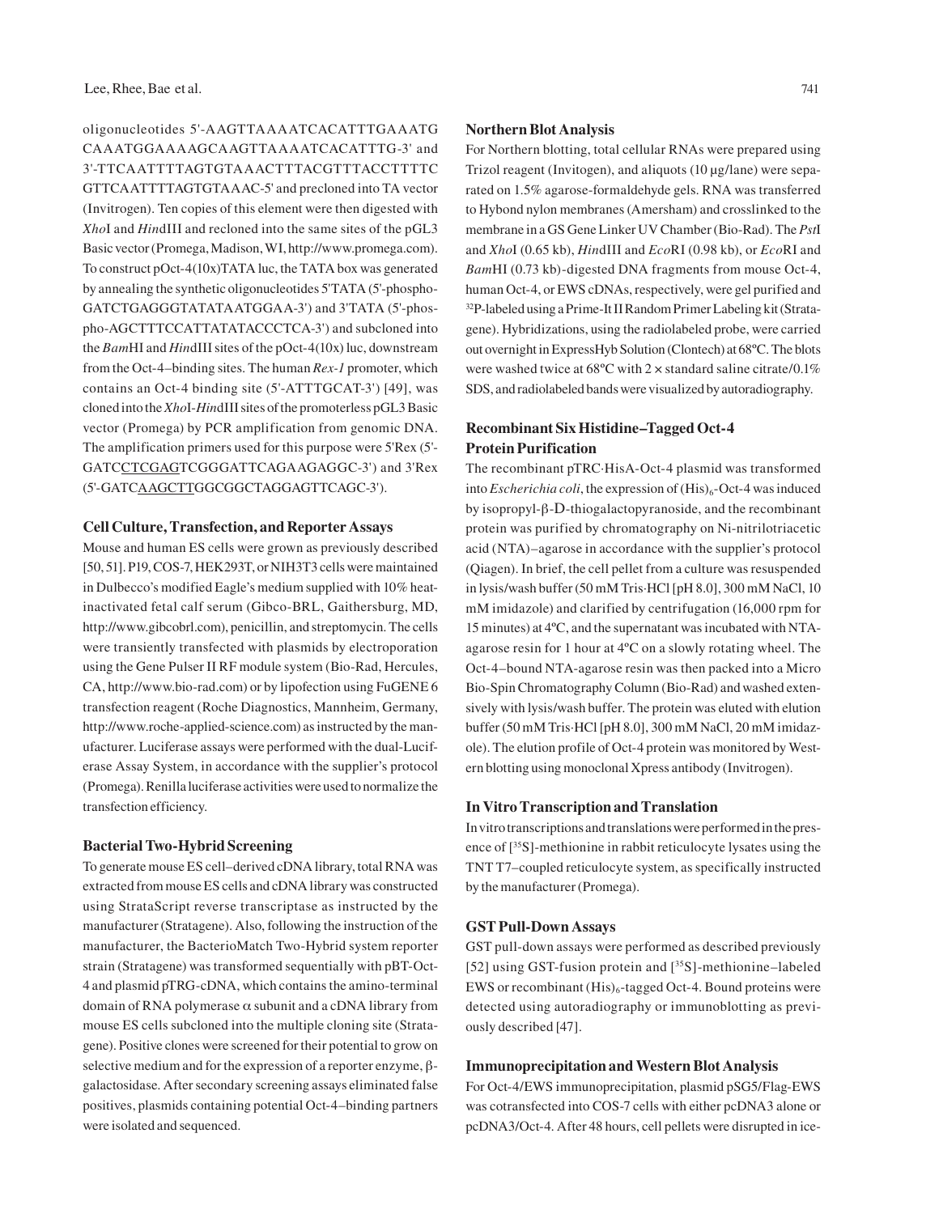oligonucleotides 5'-AAGTTAAAATCACATTTGAAATG CAAATGGAAAAGCAAGTTAAAATCACATTTG-3' and 3'-TTCAATTTTAGTGTAAACTTTACGTTTACCTTTTC GTTCAATTTTAGTGTAAAC-5' and precloned into TA vector (Invitrogen). Ten copies of this element were then digested with *Xho*I and *Hin*dIII and recloned into the same sites of the pGL3 Basic vector (Promega, Madison, WI, http://www.promega.com). To construct pOct-4(10x)TATA luc, the TATA box was generated by annealing the synthetic oligonucleotides 5'TATA (5'-phospho-GATCTGAGGGTATATAATGGAA-3') and 3'TATA (5'-phospho-AGCTTTCCATTATATACCCTCA-3') and subcloned into the *Bam*HI and *Hin*dIII sites of the pOct-4(10x) luc, downstream from the Oct-4–binding sites. The human *Rex-1* promoter, which contains an Oct-4 binding site (5'-ATTTGCAT-3') [49], was cloned into the *Xho*I-*Hin*dIII sites of the promoterless pGL3 Basic vector (Promega) by PCR amplification from genomic DNA. The amplification primers used for this purpose were 5'Rex (5'-GATC<u>CTCGAG</u>TCGGGATTCAGAAGAGGC-3') and 3'Rex (5'-GATC<u>AAGCTT</u>GGCGGCTAGGAGTTCAGC-3').

### Cell Culture, Transfection, and Reporter Assays

Mouse and human ES cells were grown as previously described [50, 51]. P19, COS-7, HEK293T, or NIH3T3 cells were maintained in Dulbecco's modified Eagle's medium supplied with 10% heat-inactivated fetal calf serum (Gibco-BRL, Gaithersburg, MD, http://www.gibcobrl.com), penicillin, and streptomycin. The cells were transiently transfected with plasmids by electroporation using the Gene Pulser II RF module system (Bio-Rad, Hercules, CA, http://www.bio-rad.com) or by lipofection using FuGENE 6 transfection reagent (Roche Diagnostics, Mannheim, Germany, http://www.roche-applied-science.com) as instructed by the manufacturer. Luciferase assays were performed with the dual-Luciferase Assay System, in accordance with the supplier's protocol (Promega). Renilla luciferase activities were used to normalize the transfection efficiency.

### Bacterial Two-Hybrid Screening

To generate mouse ES cell–derived cDNA library, total RNA was extracted from mouse ES cells and cDNA library was constructed using StrataScript reverse transcriptase as instructed by the manufacturer (Stratagene). Also, following the instruction of the manufacturer, the BacterioMatch Two-Hybrid system reporter strain (Stratagene) was transformed sequentially with pBT-Oct-4 and plasmid pTRG-cDNA, which contains the amino-terminal domain of RNA polymerase $\alpha$ subunit and a cDNA library from mouse ES cells subcloned into the multiple cloning site (Stratagene). Positive clones were screened for their potential to grow on selective medium and for the expression of a reporter enzyme, $\beta$-galactosidase. After secondary screening assays eliminated false positives, plasmids containing potential Oct-4–binding partners were isolated and sequenced.

### Northern Blot Analysis

For Northern blotting, total cellular RNAs were prepared using Trizol reagent (Invitogen), and aliquots (10 µg/lane) were separated on 1.5% agarose-formaldehyde gels. RNA was transferred to Hybond nylon membranes (Amersham) and crosslinked to the membrane in a GS Gene Linker UV Chamber (Bio-Rad). The *Pst*I and *Xho*I (0.65 kb), *Hin*dIII and *Eco*RI (0.98 kb), or *Eco*RI and *Bam*HI (0.73 kb)-digested DNA fragments from mouse Oct-4, human Oct-4, or EWS cDNAs, respectively, were gel purified and $^{32}$P-labeled using a Prime-It II Random Primer Labeling kit (Stratagene). Hybridizations, using the radiolabeled probe, were carried out overnight in ExpressHyb Solution (Clontech) at 68ºC. The blots were washed twice at 68ºC with 2 × standard saline citrate/0.1% SDS, and radiolabeled bands were visualized by autoradiography.

### Recombinant Six Histidine–Tagged Oct-4 Protein Purification

The recombinant pTRC·HisA-Oct-4 plasmid was transformed into *Escherichia coli*, the expression of $(His)_6$-Oct-4 was induced by isopropyl-$\beta$-D-thiogalactopyranoside, and the recombinant protein was purified by chromatography on Ni-nitrilotriacetic acid (NTA)–agarose in accordance with the supplier's protocol (Qiagen). In brief, the cell pellet from a culture was resuspended in lysis/wash buffer (50 mM Tris·HCl [pH 8.0], 300 mM NaCl, 10 mM imidazole) and clarified by centrifugation (16,000 rpm for 15 minutes) at 4ºC, and the supernatant was incubated with NTA-agarose resin for 1 hour at 4ºC on a slowly rotating wheel. The Oct-4–bound NTA-agarose resin was then packed into a Micro Bio-Spin Chromatography Column (Bio-Rad) and washed extensively with lysis/wash buffer. The protein was eluted with elution buffer (50 mM Tris·HCl [pH 8.0], 300 mM NaCl, 20 mM imidazole). The elution profile of Oct-4 protein was monitored by Western blotting using monoclonal Xpress antibody (Invitrogen).

### In Vitro Transcription and Translation

In vitro transcriptions and translations were performed in the presence of [$^{35}$S]-methionine in rabbit reticulocyte lysates using the TNT T7–coupled reticulocyte system, as specifically instructed by the manufacturer (Promega).

### GST Pull-Down Assays

GST pull-down assays were performed as described previously [52] using GST-fusion protein and [$^{35}$S]-methionine–labeled EWS or recombinant $(His)_6$-tagged Oct-4. Bound proteins were detected using autoradiography or immunoblotting as previously described [47].

### Immunoprecipitation and Western Blot Analysis

For Oct-4/EWS immunoprecipitation, plasmid pSG5/Flag-EWS was cotransfected into COS-7 cells with either pcDNA3 alone or pcDNA3/Oct-4. After 48 hours, cell pellets were disrupted in ice-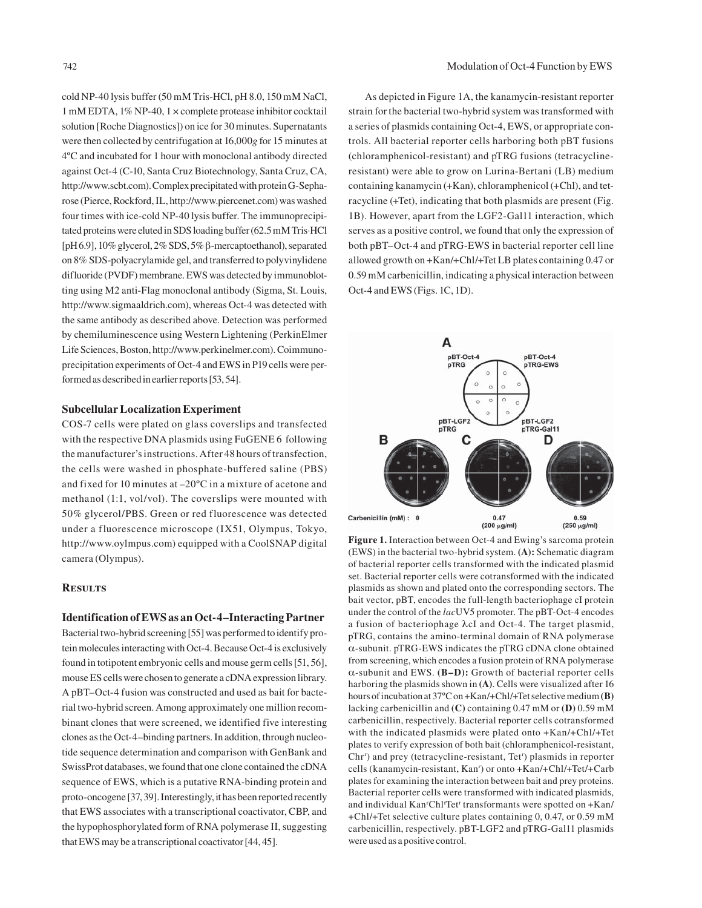cold NP-40 lysis buffer (50 mM Tris-HCl, pH 8.0, 150 mM NaCl, 1 mM EDTA, 1% NP-40, 1 × complete protease inhibitor cocktail solution [Roche Diagnostics]) on ice for 30 minutes. Supernatants were then collected by centrifugation at 16,000*g* for 15 minutes at 4ºC and incubated for 1 hour with monoclonal antibody directed against Oct-4 (C-10, Santa Cruz Biotechnology, Santa Cruz, CA, http://www.scbt.com). Complex precipitated with protein G-Sepharose (Pierce, Rockford, IL, http://www.piercenet.com) was washed four times with ice-cold NP-40 lysis buffer. The immunoprecipitated proteins were eluted in SDS loading buffer (62.5 mM Tris·HCl [pH 6.9], 10% glycerol, 2% SDS, 5% β-mercaptoethanol), separated on 8% SDS-polyacrylamide gel, and transferred to polyvinylidene difluoride (PVDF) membrane. EWS was detected by immunoblotting using M2 anti-Flag monoclonal antibody (Sigma, St. Louis, http://www.sigmaaldrich.com), whereas Oct-4 was detected with the same antibody as described above. Detection was performed by chemiluminescence using Western Lightening (PerkinElmer Life Sciences, Boston, http://www.perkinelmer.com). Coimmunoprecipitation experiments of Oct-4 and EWS in P19 cells were performed as described in earlier reports [53, 54].

### Subcellular Localization Experiment

COS-7 cells were plated on glass coverslips and transfected with the respective DNA plasmids using FuGENE 6 following the manufacturer's instructions. After 48 hours of transfection, the cells were washed in phosphate-buffered saline (PBS) and fixed for 10 minutes at –20ºC in a mixture of acetone and methanol (1:1, vol/vol). The coverslips were mounted with 50% glycerol/PBS. Green or red fluorescence was detected under a fluorescence microscope (IX51, Olympus, Tokyo, http://www.oylmpus.com) equipped with a CoolSNAP digital camera (Olympus).

## Results

### Identification of EWS as an Oct-4–Interacting Partner

Bacterial two-hybrid screening [55] was performed to identify protein molecules interacting with Oct-4. Because Oct-4 is exclusively found in totipotent embryonic cells and mouse germ cells [51, 56], mouse ES cells were chosen to generate a cDNA expression library. A pBT–Oct-4 fusion was constructed and used as bait for bacterial two-hybrid screen. Among approximately one million recombinant clones that were screened, we identified five interesting clones as the Oct-4–binding partners. In addition, through nucleotide sequence determination and comparison with GenBank and SwissProt databases, we found that one clone contained the cDNA sequence of EWS, which is a putative RNA-binding protein and proto-oncogene [37, 39]. Interestingly, it has been reported recently that EWS associates with a transcriptional coactivator, CBP, and the hypophosphorylated form of RNA polymerase II, suggesting that EWS may be a transcriptional coactivator [44, 45].

As depicted in Figure 1A, the kanamycin-resistant reporter strain for the bacterial two-hybrid system was transformed with a series of plasmids containing Oct-4, EWS, or appropriate controls. All bacterial reporter cells harboring both pBT fusions (chloramphenicol-resistant) and pTRG fusions (tetracycline-resistant) were able to grow on Lurina-Bertani (LB) medium containing kanamycin (+Kan), chloramphenicol (+Chl), and tetracycline (+Tet), indicating that both plasmids are present (Fig. 1B). However, apart from the LGF2-Gal11 interaction, which serves as a positive control, we found that only the expression of both pBT–Oct-4 and pTRG-EWS in bacterial reporter cell line allowed growth on +Kan/+Chl/+Tet LB plates containing 0.47 or 0.59 mM carbenicillin, indicating a physical interaction between Oct-4 and EWS (Figs. 1C, 1D).

**Figure 1.** Interaction between Oct-4 and Ewing's sarcoma protein (EWS) in the bacterial two-hybrid system. **(A):** Schematic diagram of bacterial reporter cells transformed with the indicated plasmid set. Bacterial reporter cells were cotransformed with the indicated plasmids as shown and plated onto the corresponding sectors. The bait vector, pBT, encodes the full-length bacteriophage cI protein under the control of the *lac*UV5 promoter. The pBT-Oct-4 encodes a fusion of bacteriophage λcI and Oct-4. The target plasmid, pTRG, contains the amino-terminal domain of RNA polymerase α-subunit. pTRG-EWS indicates the pTRG cDNA clone obtained from screening, which encodes a fusion protein of RNA polymerase α-subunit and EWS. **(B–D):** Growth of bacterial reporter cells harboring the plasmids shown in **(A)**. Cells were visualized after 16 hours of incubation at 37ºC on +Kan/+Chl/+Tet selective medium **(B)** lacking carbenicillin and **(C)** containing 0.47 mM or **(D)** 0.59 mM carbenicillin, respectively. Bacterial reporter cells cotransformed with the indicated plasmids were plated onto +Kan/+Chl/+Tet plates to verify expression of both bait (chloramphenicol-resistant, Chr$^{r}$) and prey (tetracycline-resistant, Tet$^{r}$) plasmids in reporter cells (kanamycin-resistant, Kan$^{r}$) or onto +Kan/+Chl/+Tet/+Carb plates for examining the interaction between bait and prey proteins. Bacterial reporter cells were transformed with indicated plasmids, and individual Kan$^{r}$Chl$^{r}$Tet$^{r}$ transformants were spotted on +Kan/+Chl/+Tet selective culture plates containing 0, 0.47, or 0.59 mM carbenicillin, respectively. pBT-LGF2 and pTRG-Gal11 plasmids were used as a positive control.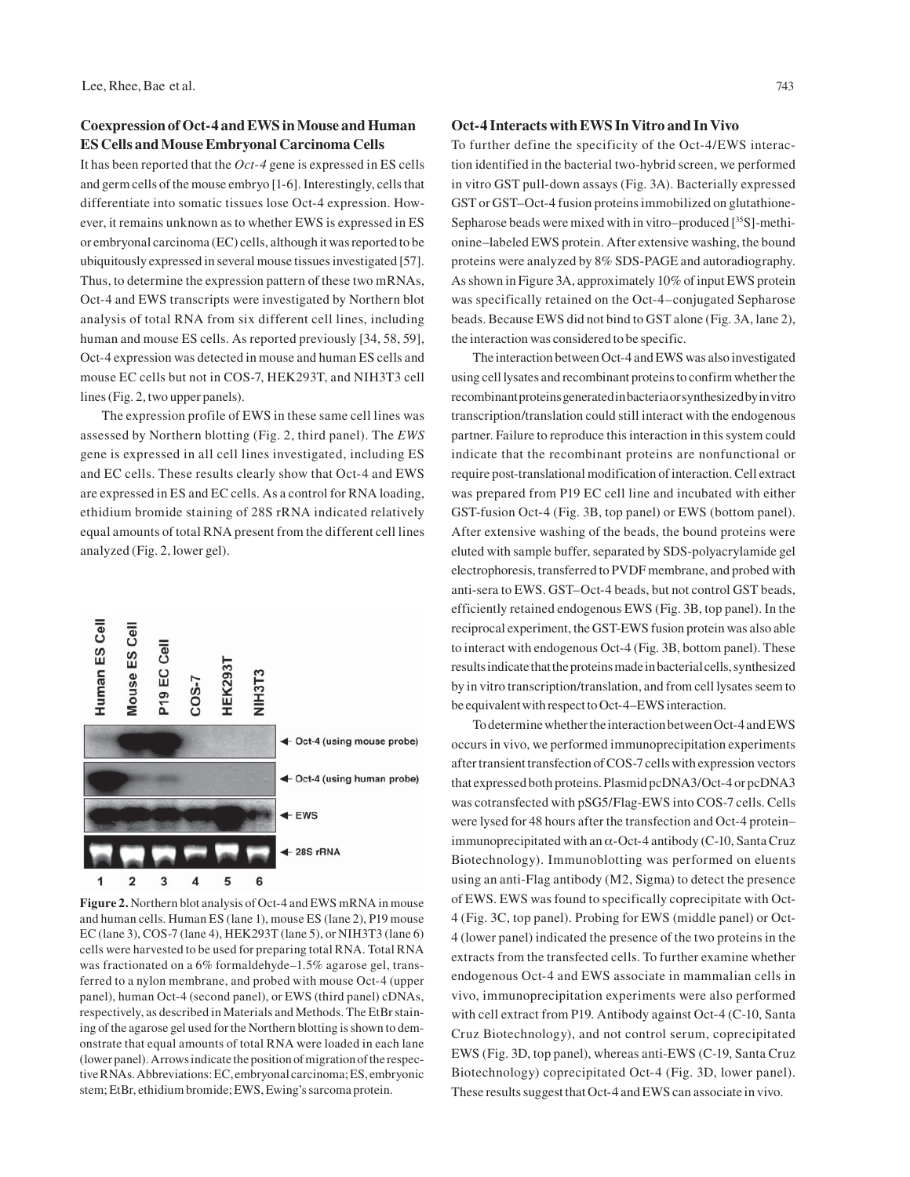### Coexpression of Oct-4 and EWS in Mouse and Human ES Cells and Mouse Embryonal Carcinoma Cells

It has been reported that the *Oct-4* gene is expressed in ES cells and germ cells of the mouse embryo [1-6]. Interestingly, cells that differentiate into somatic tissues lose Oct-4 expression. However, it remains unknown as to whether EWS is expressed in ES or embryonal carcinoma (EC) cells, although it was reported to be ubiquitously expressed in several mouse tissues investigated [57]. Thus, to determine the expression pattern of these two mRNAs, Oct-4 and EWS transcripts were investigated by Northern blot analysis of total RNA from six different cell lines, including human and mouse ES cells. As reported previously [34, 58, 59], Oct-4 expression was detected in mouse and human ES cells and mouse EC cells but not in COS-7, HEK293T, and NIH3T3 cell lines (Fig. 2, two upper panels).

The expression profile of EWS in these same cell lines was assessed by Northern blotting (Fig. 2, third panel). The *EWS* gene is expressed in all cell lines investigated, including ES and EC cells. These results clearly show that Oct-4 and EWS are expressed in ES and EC cells. As a control for RNA loading, ethidium bromide staining of 28S rRNA indicated relatively equal amounts of total RNA present from the different cell lines analyzed (Fig. 2, lower gel).

**Figure 2.** Northern blot analysis of Oct-4 and EWS mRNA in mouse and human cells. Human ES (lane 1), mouse ES (lane 2), P19 mouse EC (lane 3), COS-7 (lane 4), HEK293T (lane 5), or NIH3T3 (lane 6) cells were harvested to be used for preparing total RNA. Total RNA was fractionated on a 6% formaldehyde–1.5% agarose gel, transferred to a nylon membrane, and probed with mouse Oct-4 (upper panel), human Oct-4 (second panel), or EWS (third panel) cDNAs, respectively, as described in Materials and Methods. The EtBr staining of the agarose gel used for the Northern blotting is shown to demonstrate that equal amounts of total RNA were loaded in each lane (lower panel). Arrows indicate the position of migration of the respective RNAs. Abbreviations: EC, embryonal carcinoma; ES, embryonic stem; EtBr, ethidium bromide; EWS, Ewing's sarcoma protein.

### Oct-4 Interacts with EWS In Vitro and In Vivo

To further define the specificity of the Oct-4/EWS interaction identified in the bacterial two-hybrid screen, we performed in vitro GST pull-down assays (Fig. 3A). Bacterially expressed GST or GST–Oct-4 fusion proteins immobilized on glutathione-Sepharose beads were mixed with in vitro–produced [$^{35}$S]-methionine–labeled EWS protein. After extensive washing, the bound proteins were analyzed by 8% SDS-PAGE and autoradiography. As shown in Figure 3A, approximately 10% of input EWS protein was specifically retained on the Oct-4–conjugated Sepharose beads. Because EWS did not bind to GST alone (Fig. 3A, lane 2), the interaction was considered to be specific.

The interaction between Oct-4 and EWS was also investigated using cell lysates and recombinant proteins to confirm whether the recombinant proteins generated in bacteria or synthesized by in vitro transcription/translation could still interact with the endogenous partner. Failure to reproduce this interaction in this system could indicate that the recombinant proteins are nonfunctional or require post-translational modification of interaction. Cell extract was prepared from P19 EC cell line and incubated with either GST-fusion Oct-4 (Fig. 3B, top panel) or EWS (bottom panel). After extensive washing of the beads, the bound proteins were eluted with sample buffer, separated by SDS-polyacrylamide gel electrophoresis, transferred to PVDF membrane, and probed with anti-sera to EWS. GST–Oct-4 beads, but not control GST beads, efficiently retained endogenous EWS (Fig. 3B, top panel). In the reciprocal experiment, the GST-EWS fusion protein was also able to interact with endogenous Oct-4 (Fig. 3B, bottom panel). These results indicate that the proteins made in bacterial cells, synthesized by in vitro transcription/translation, and from cell lysates seem to be equivalent with respect to Oct-4–EWS interaction.

To determine whether the interaction between Oct-4 and EWS occurs in vivo, we performed immunoprecipitation experiments after transient transfection of COS-7 cells with expression vectors that expressed both proteins. Plasmid pcDNA3/Oct-4 or pcDNA3 was cotransfected with pSG5/Flag-EWS into COS-7 cells. Cells were lysed for 48 hours after the transfection and Oct-4 protein–immunoprecipitated with an $\alpha$-Oct-4 antibody (C-10, Santa Cruz Biotechnology). Immunoblotting was performed on eluents using an anti-Flag antibody (M2, Sigma) to detect the presence of EWS. EWS was found to specifically coprecipitate with Oct-4 (Fig. 3C, top panel). Probing for EWS (middle panel) or Oct-4 (lower panel) indicated the presence of the two proteins in the extracts from the transfected cells. To further examine whether endogenous Oct-4 and EWS associate in mammalian cells in vivo, immunoprecipitation experiments were also performed with cell extract from P19. Antibody against Oct-4 (C-10, Santa Cruz Biotechnology), and not control serum, coprecipitated EWS (Fig. 3D, top panel), whereas anti-EWS (C-19, Santa Cruz Biotechnology) coprecipitated Oct-4 (Fig. 3D, lower panel). These results suggest that Oct-4 and EWS can associate in vivo.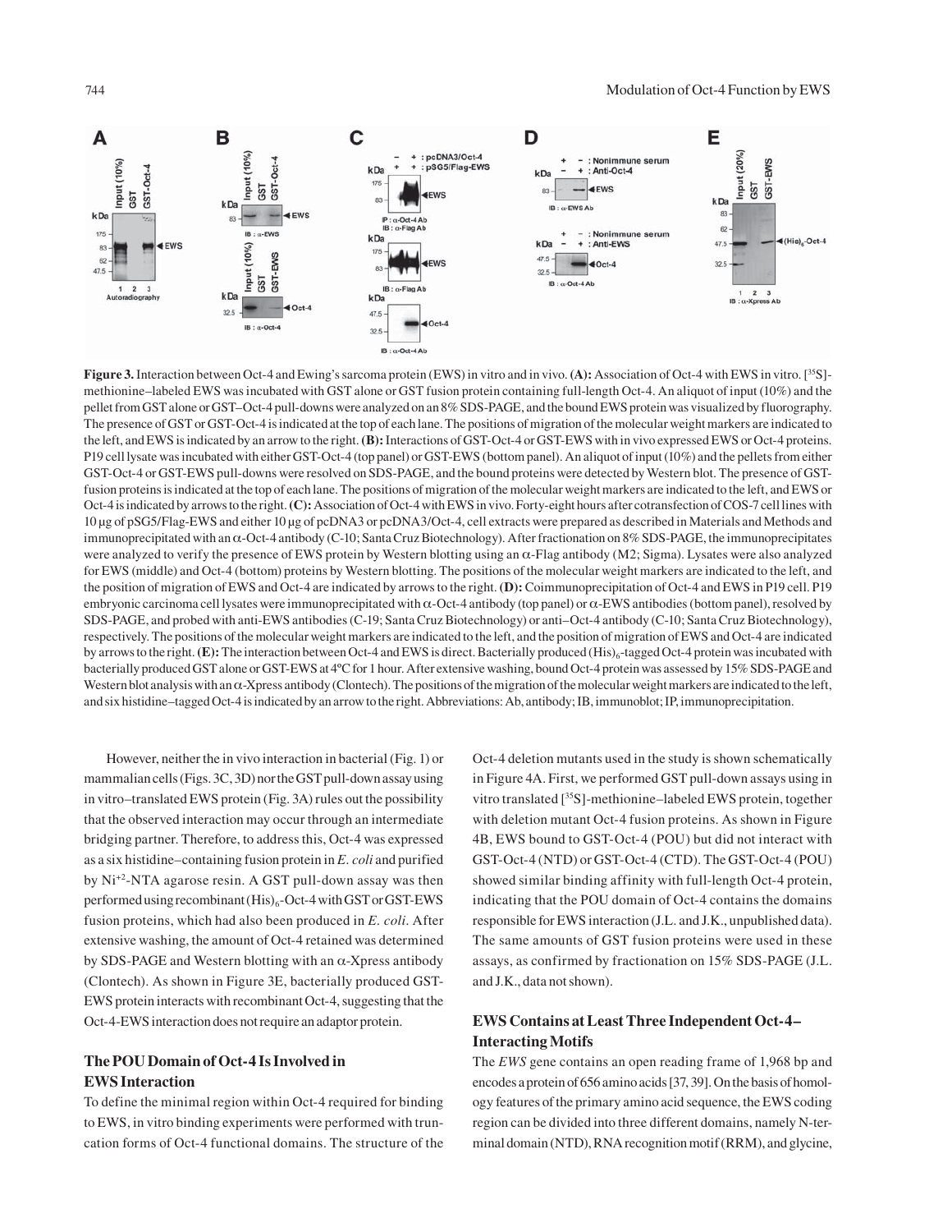**Figure 3.** Interaction between Oct-4 and Ewing's sarcoma protein (EWS) in vitro and in vivo. **(A):** Association of Oct-4 with EWS in vitro. [$^{35}$S]-methionine–labeled EWS was incubated with GST alone or GST fusion protein containing full-length Oct-4. An aliquot of input (10%) and the pellet from GST alone or GST–Oct-4 pull-downs were analyzed on an 8% SDS-PAGE, and the bound EWS protein was visualized by fluorography. The presence of GST or GST-Oct-4 is indicated at the top of each lane. The positions of migration of the molecular weight markers are indicated to the left, and EWS is indicated by an arrow to the right. **(B):** Interactions of GST-Oct-4 or GST-EWS with in vivo expressed EWS or Oct-4 proteins. P19 cell lysate was incubated with either GST-Oct-4 (top panel) or GST-EWS (bottom panel). An aliquot of input (10%) and the pellets from either GST-Oct-4 or GST-EWS pull-downs were resolved on SDS-PAGE, and the bound proteins were detected by Western blot. The presence of GST-fusion proteins is indicated at the top of each lane. The positions of migration of the molecular weight markers are indicated to the left, and EWS or Oct-4 is indicated by arrows to the right. **(C):** Association of Oct-4 with EWS in vivo. Forty-eight hours after cotransfection of COS-7 cell lines with 10 μg of pSG5/Flag-EWS and either 10 μg of pcDNA3 or pcDNA3/Oct-4, cell extracts were prepared as described in Materials and Methods and immunoprecipitated with an α-Oct-4 antibody (C-10; Santa Cruz Biotechnology). After fractionation on 8% SDS-PAGE, the immunoprecipitates were analyzed to verify the presence of EWS protein by Western blotting using an α-Flag antibody (M2; Sigma). Lysates were also analyzed for EWS (middle) and Oct-4 (bottom) proteins by Western blotting. The positions of the molecular weight markers are indicated to the left, and the position of migration of EWS and Oct-4 are indicated by arrows to the right. **(D):** Coimmunoprecipitation of Oct-4 and EWS in P19 cell. P19 embryonic carcinoma cell lysates were immunoprecipitated with α-Oct-4 antibody (top panel) or α-EWS antibodies (bottom panel), resolved by SDS-PAGE, and probed with anti-EWS antibodies (C-19; Santa Cruz Biotechnology) or anti–Oct-4 antibody (C-10; Santa Cruz Biotechnology), respectively. The positions of the molecular weight markers are indicated to the left, and the position of migration of EWS and Oct-4 are indicated by arrows to the right. **(E):** The interaction between Oct-4 and EWS is direct. Bacterially produced $(His)_6$-tagged Oct-4 protein was incubated with bacterially produced GST alone or GST-EWS at 4°C for 1 hour. After extensive washing, bound Oct-4 protein was assessed by 15% SDS-PAGE and Western blot analysis with an α-Xpress antibody (Clontech). The positions of the migration of the molecular weight markers are indicated to the left, and six histidine–tagged Oct-4 is indicated by an arrow to the right. Abbreviations: Ab, antibody; IB, immunoblot; IP, immunoprecipitation.

However, neither the in vivo interaction in bacterial (Fig. 1) or mammalian cells (Figs. 3C, 3D) nor the GST pull-down assay using in vitro–translated EWS protein (Fig. 3A) rules out the possibility that the observed interaction may occur through an intermediate bridging partner. Therefore, to address this, Oct-4 was expressed as a six histidine–containing fusion protein in *E. coli* and purified by $Ni^{+2}$-NTA agarose resin. A GST pull-down assay was then performed using recombinant $(His)_6$-Oct-4 with GST or GST-EWS fusion proteins, which had also been produced in *E. coli*. After extensive washing, the amount of Oct-4 retained was determined by SDS-PAGE and Western blotting with an α-Xpress antibody (Clontech). As shown in Figure 3E, bacterially produced GST-EWS protein interacts with recombinant Oct-4, suggesting that the Oct-4-EWS interaction does not require an adaptor protein.

## The POU Domain of Oct-4 Is Involved in EWS Interaction

To define the minimal region within Oct-4 required for binding to EWS, in vitro binding experiments were performed with truncation forms of Oct-4 functional domains. The structure of the Oct-4 deletion mutants used in the study is shown schematically in Figure 4A. First, we performed GST pull-down assays using in vitro translated [$^{35}$S]-methionine–labeled EWS protein, together with deletion mutant Oct-4 fusion proteins. As shown in Figure 4B, EWS bound to GST-Oct-4 (POU) but did not interact with GST-Oct-4 (NTD) or GST-Oct-4 (CTD). The GST-Oct-4 (POU) showed similar binding affinity with full-length Oct-4 protein, indicating that the POU domain of Oct-4 contains the domains responsible for EWS interaction (J.L. and J.K., unpublished data). The same amounts of GST fusion proteins were used in these assays, as confirmed by fractionation on 15% SDS-PAGE (J.L. and J.K., data not shown).

## EWS Contains at Least Three Independent Oct-4–Interacting Motifs

The *EWS* gene contains an open reading frame of 1,968 bp and encodes a protein of 656 amino acids [37, 39]. On the basis of homology features of the primary amino acid sequence, the EWS coding region can be divided into three different domains, namely N-terminal domain (NTD), RNA recognition motif (RRM), and glycine,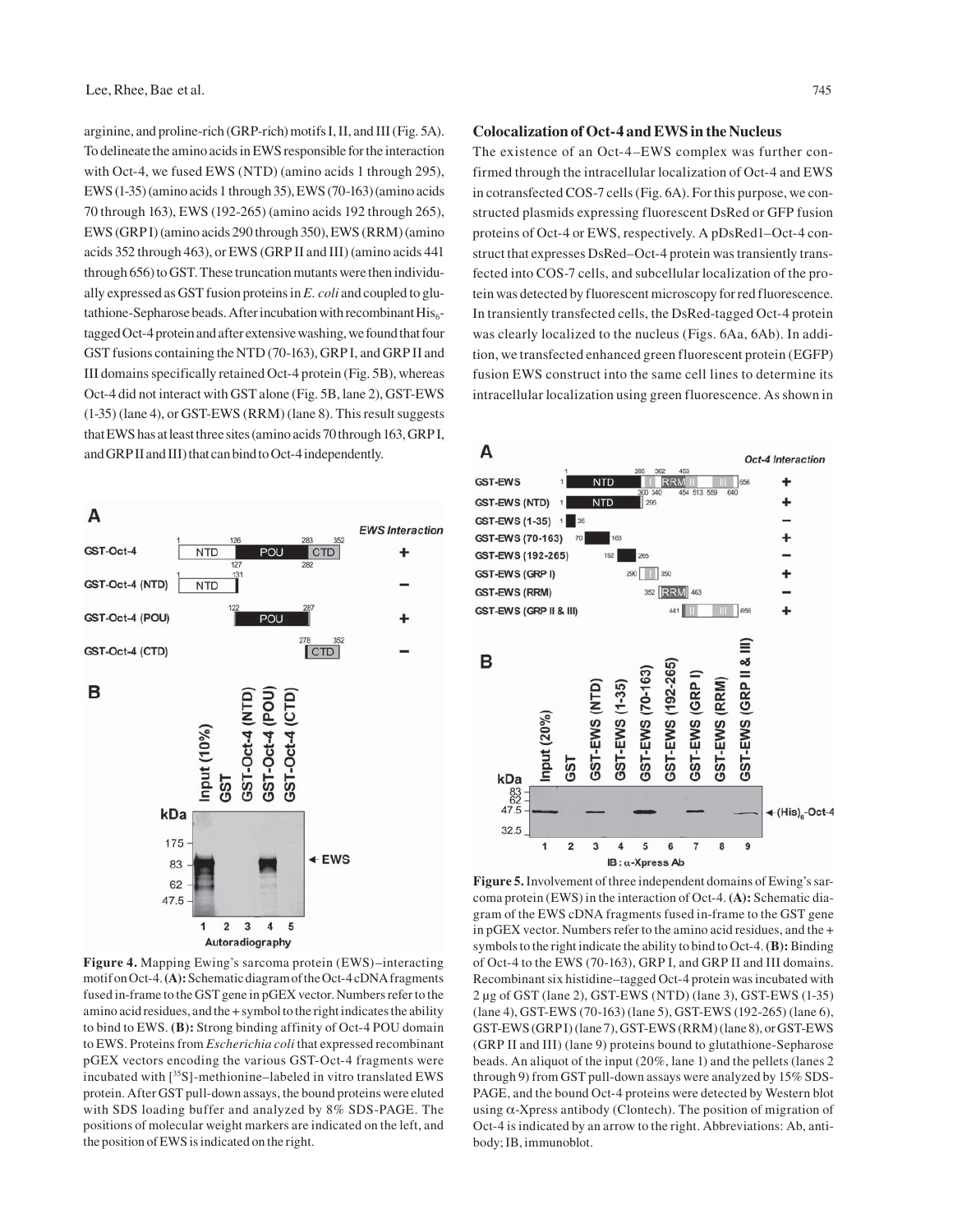arginine, and proline-rich (GRP-rich) motifs I, II, and III (Fig. 5A). To delineate the amino acids in EWS responsible for the interaction with Oct-4, we fused EWS (NTD) (amino acids 1 through 295), EWS (1-35) (amino acids 1 through 35), EWS (70-163) (amino acids 70 through 163), EWS (192-265) (amino acids 192 through 265), EWS (GRP I) (amino acids 290 through 350), EWS (RRM) (amino acids 352 through 463), or EWS (GRP II and III) (amino acids 441 through 656) to GST. These truncation mutants were then individually expressed as GST fusion proteins in *E. coli* and coupled to glutathione-Sepharose beads. After incubation with recombinant $His_6$-tagged Oct-4 protein and after extensive washing, we found that four GST fusions containing the NTD (70-163), GRP I, and GRP II and III domains specifically retained Oct-4 protein (Fig. 5B), whereas Oct-4 did not interact with GST alone (Fig. 5B, lane 2), GST-EWS (1-35) (lane 4), or GST-EWS (RRM) (lane 8). This result suggests that EWS has at least three sites (amino acids 70 through 163, GRP I, and GRP II and III) that can bind to Oct-4 independently.

**Figure 4.** Mapping Ewing's sarcoma protein (EWS)–interacting motif on Oct-4. **(A):** Schematic diagram of the Oct-4 cDNA fragments fused in-frame to the GST gene in pGEX vector. Numbers refer to the amino acid residues, and the + symbol to the right indicates the ability to bind to EWS. **(B):** Strong binding affinity of Oct-4 POU domain to EWS. Proteins from *Escherichia coli* that expressed recombinant pGEX vectors encoding the various GST-Oct-4 fragments were incubated with [$^{35}$S]-methionine–labeled in vitro translated EWS protein. After GST pull-down assays, the bound proteins were eluted with SDS loading buffer and analyzed by 8% SDS-PAGE. The positions of molecular weight markers are indicated on the left, and the position of EWS is indicated on the right.

## Colocalization of Oct-4 and EWS in the Nucleus

The existence of an Oct-4–EWS complex was further confirmed through the intracellular localization of Oct-4 and EWS in cotransfected COS-7 cells (Fig. 6A). For this purpose, we constructed plasmids expressing fluorescent DsRed or GFP fusion proteins of Oct-4 or EWS, respectively. A pDsRed1–Oct-4 construct that expresses DsRed–Oct-4 protein was transiently transfected into COS-7 cells, and subcellular localization of the protein was detected by fluorescent microscopy for red fluorescence. In transiently transfected cells, the DsRed-tagged Oct-4 protein was clearly localized to the nucleus (Figs. 6Aa, 6Ab). In addition, we transfected enhanced green fluorescent protein (EGFP) fusion EWS construct into the same cell lines to determine its intracellular localization using green fluorescence. As shown in

**Figure 5.** Involvement of three independent domains of Ewing's sarcoma protein (EWS) in the interaction of Oct-4. **(A):** Schematic diagram of the EWS cDNA fragments fused in-frame to the GST gene in pGEX vector. Numbers refer to the amino acid residues, and the + symbols to the right indicate the ability to bind to Oct-4. **(B):** Binding of Oct-4 to the EWS (70-163), GRP I, and GRP II and III domains. Recombinant six histidine–tagged Oct-4 protein was incubated with 2 μg of GST (lane 2), GST-EWS (NTD) (lane 3), GST-EWS (1-35) (lane 4), GST-EWS (70-163) (lane 5), GST-EWS (192-265) (lane 6), GST-EWS (GRP I) (lane 7), GST-EWS (RRM) (lane 8), or GST-EWS (GRP II and III) (lane 9) proteins bound to glutathione-Sepharose beads. An aliquot of the input (20%, lane 1) and the pellets (lanes 2 through 9) from GST pull-down assays were analyzed by 15% SDS-PAGE, and the bound Oct-4 proteins were detected by Western blot using α-Xpress antibody (Clontech). The position of migration of Oct-4 is indicated by an arrow to the right. Abbreviations: Ab, antibody; IB, immunoblot.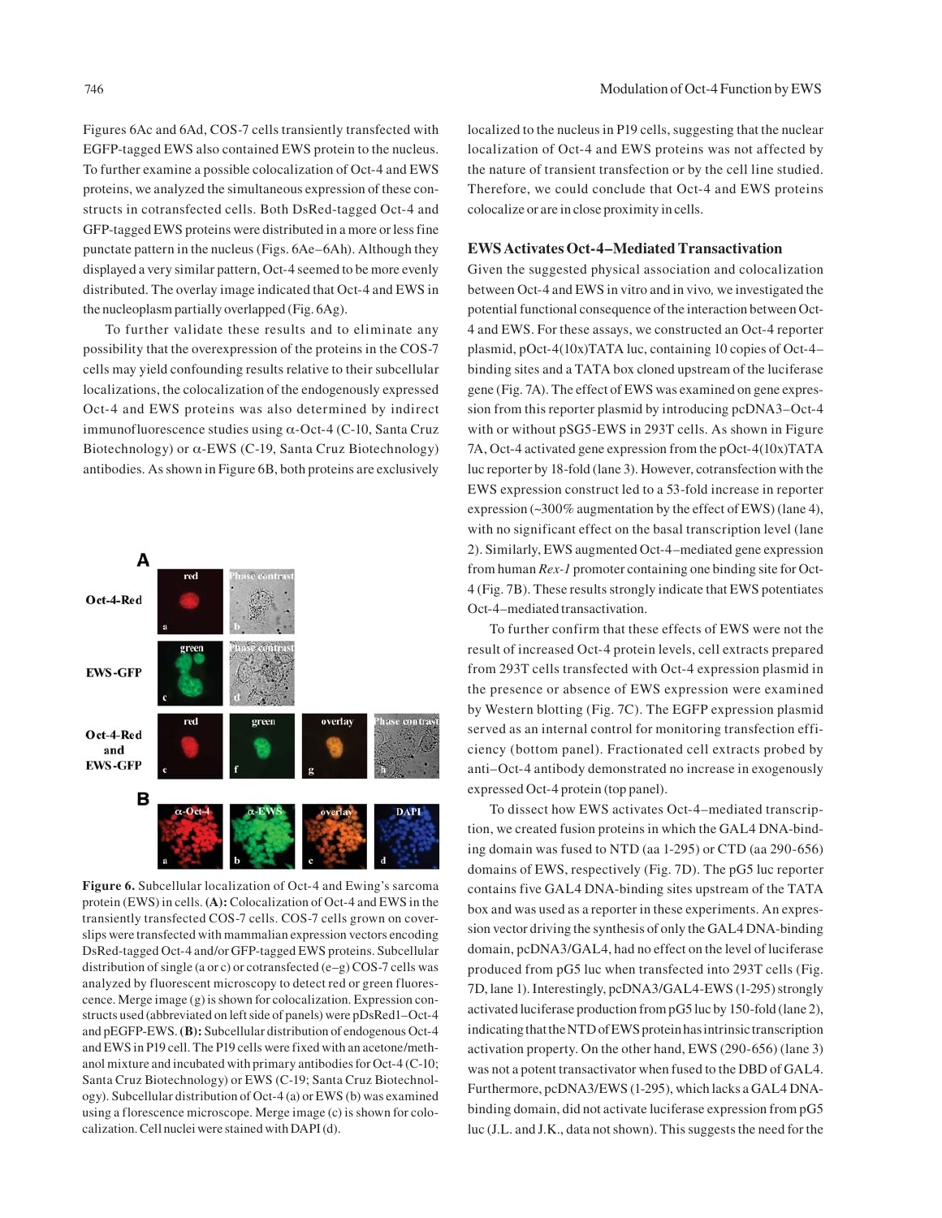Figures 6Ac and 6Ad, COS-7 cells transiently transfected with EGFP-tagged EWS also contained EWS protein to the nucleus. To further examine a possible colocalization of Oct-4 and EWS proteins, we analyzed the simultaneous expression of these constructs in cotransfected cells. Both DsRed-tagged Oct-4 and GFP-tagged EWS proteins were distributed in a more or less fine punctate pattern in the nucleus (Figs. 6Ae–6Ah). Although they displayed a very similar pattern, Oct-4 seemed to be more evenly distributed. The overlay image indicated that Oct-4 and EWS in the nucleoplasm partially overlapped (Fig. 6Ag).

To further validate these results and to eliminate any possibility that the overexpression of the proteins in the COS-7 cells may yield confounding results relative to their subcellular localizations, the colocalization of the endogenously expressed Oct-4 and EWS proteins was also determined by indirect immunofluorescence studies using α-Oct-4 (C-10, Santa Cruz Biotechnology) or α-EWS (C-19, Santa Cruz Biotechnology) antibodies. As shown in Figure 6B, both proteins are exclusively localized to the nucleus in P19 cells, suggesting that the nuclear localization of Oct-4 and EWS proteins was not affected by the nature of transient transfection or by the cell line studied. Therefore, we could conclude that Oct-4 and EWS proteins colocalize or are in close proximity in cells.

**Figure 6.** Subcellular localization of Oct-4 and Ewing's sarcoma protein (EWS) in cells. **(A):** Colocalization of Oct-4 and EWS in the transiently transfected COS-7 cells. COS-7 cells grown on coverslips were transfected with mammalian expression vectors encoding DsRed-tagged Oct-4 and/or GFP-tagged EWS proteins. Subcellular distribution of single (a or c) or cotransfected (e–g) COS-7 cells was analyzed by fluorescent microscopy to detect red or green fluorescence. Merge image (g) is shown for colocalization. Expression constructs used (abbreviated on left side of panels) were pDsRed1–Oct-4 and pEGFP-EWS. **(B):** Subcellular distribution of endogenous Oct-4 and EWS in P19 cell. The P19 cells were fixed with an acetone/methanol mixture and incubated with primary antibodies for Oct-4 (C-10; Santa Cruz Biotechnology) or EWS (C-19; Santa Cruz Biotechnology). Subcellular distribution of Oct-4 (a) or EWS (b) was examined using a florescence microscope. Merge image (c) is shown for colocalization. Cell nuclei were stained with DAPI (d).

### EWS Activates Oct-4–Mediated Transactivation

Given the suggested physical association and colocalization between Oct-4 and EWS in vitro and in vivo, we investigated the potential functional consequence of the interaction between Oct-4 and EWS. For these assays, we constructed an Oct-4 reporter plasmid, pOct-4(10x)TATA luc, containing 10 copies of Oct-4–binding sites and a TATA box cloned upstream of the luciferase gene (Fig. 7A). The effect of EWS was examined on gene expression from this reporter plasmid by introducing pcDNA3–Oct-4 with or without pSG5-EWS in 293T cells. As shown in Figure 7A, Oct-4 activated gene expression from the pOct-4(10x)TATA luc reporter by 18-fold (lane 3). However, cotransfection with the EWS expression construct led to a 53-fold increase in reporter expression (~300% augmentation by the effect of EWS) (lane 4), with no significant effect on the basal transcription level (lane 2). Similarly, EWS augmented Oct-4–mediated gene expression from human *Rex-1* promoter containing one binding site for Oct-4 (Fig. 7B). These results strongly indicate that EWS potentiates Oct-4–mediated transactivation.

To further confirm that these effects of EWS were not the result of increased Oct-4 protein levels, cell extracts prepared from 293T cells transfected with Oct-4 expression plasmid in the presence or absence of EWS expression were examined by Western blotting (Fig. 7C). The EGFP expression plasmid served as an internal control for monitoring transfection efficiency (bottom panel). Fractionated cell extracts probed by anti–Oct-4 antibody demonstrated no increase in exogenously expressed Oct-4 protein (top panel).

To dissect how EWS activates Oct-4–mediated transcription, we created fusion proteins in which the GAL4 DNA-binding domain was fused to NTD (aa 1-295) or CTD (aa 290-656) domains of EWS, respectively (Fig. 7D). The pG5 luc reporter contains five GAL4 DNA-binding sites upstream of the TATA box and was used as a reporter in these experiments. An expression vector driving the synthesis of only the GAL4 DNA-binding domain, pcDNA3/GAL4, had no effect on the level of luciferase produced from pG5 luc when transfected into 293T cells (Fig. 7D, lane 1). Interestingly, pcDNA3/GAL4-EWS (1-295) strongly activated luciferase production from pG5 luc by 150-fold (lane 2), indicating that the NTD of EWS protein has intrinsic transcription activation property. On the other hand, EWS (290-656) (lane 3) was not a potent transactivator when fused to the DBD of GAL4. Furthermore, pcDNA3/EWS (1-295), which lacks a GAL4 DNA-binding domain, did not activate luciferase expression from pG5 luc (J.L. and J.K., data not shown). This suggests the need for the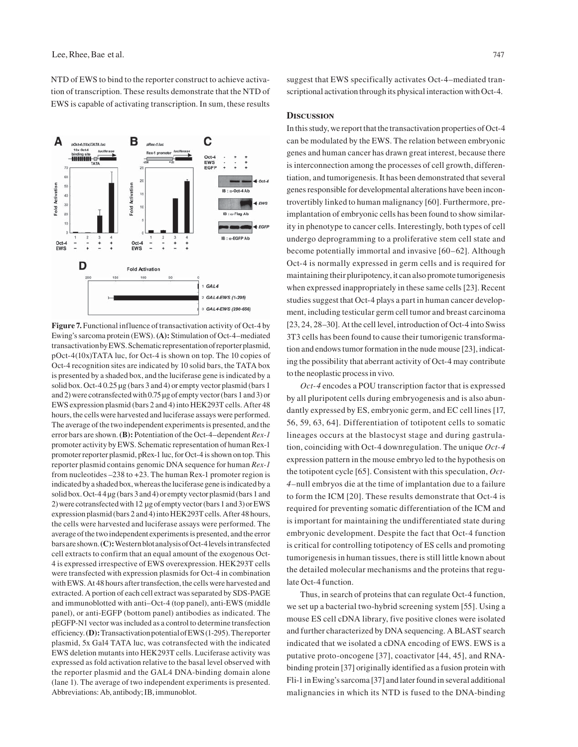NTD of EWS to bind to the reporter construct to achieve activation of transcription. These results demonstrate that the NTD of EWS is capable of activating transcription. In sum, these results suggest that EWS specifically activates Oct-4–mediated transcriptional activation through its physical interaction with Oct-4.

**Figure 7.** Functional influence of transactivation activity of Oct-4 by Ewing's sarcoma protein (EWS). **(A):** Stimulation of Oct-4–mediated transactivation by EWS. Schematic representation of reporter plasmid, pOct-4(10x)TATA luc, for Oct-4 is shown on top. The 10 copies of Oct-4 recognition sites are indicated by 10 solid bars, the TATA box is presented by a shaded box, and the luciferase gene is indicated by a solid box. Oct-4 0.25 μg (bars 3 and 4) or empty vector plasmid (bars 1 and 2) were cotransfected with 0.75 μg of empty vector (bars 1 and 3) or EWS expression plasmid (bars 2 and 4) into HEK293T cells. After 48 hours, the cells were harvested and luciferase assays were performed. The average of the two independent experiments is presented, and the error bars are shown. **(B):** Potentiation of the Oct-4–dependent *Rex-1* promoter activity by EWS. Schematic representation of human Rex-1 promoter reporter plasmid, pRex-1 luc, for Oct-4 is shown on top. This reporter plasmid contains genomic DNA sequence for human *Rex-1* from nucleotides –238 to +23. The human Rex-1 promoter region is indicated by a shaded box, whereas the luciferase gene is indicated by a solid box. Oct-4 4 μg (bars 3 and 4) or empty vector plasmid (bars 1 and 2) were cotransfected with 12 μg of empty vector (bars 1 and 3) or EWS expression plasmid (bars 2 and 4) into HEK293T cells. After 48 hours, the cells were harvested and luciferase assays were performed. The average of the two independent experiments is presented, and the error bars are shown. **(C):** Western blot analysis of Oct-4 levels in transfected cell extracts to confirm that an equal amount of the exogenous Oct-4 is expressed irrespective of EWS overexpression. HEK293T cells were transfected with expression plasmids for Oct-4 in combination with EWS. At 48 hours after transfection, the cells were harvested and extracted. A portion of each cell extract was separated by SDS-PAGE and immunoblotted with anti–Oct-4 (top panel), anti-EWS (middle panel), or anti-EGFP (bottom panel) antibodies as indicated. The pEGFP-N1 vector was included as a control to determine transfection efficiency. **(D):** Transactivation potential of EWS (1-295). The reporter plasmid, 5x Gal4 TATA luc, was cotransfected with the indicated EWS deletion mutants into HEK293T cells. Luciferase activity was expressed as fold activation relative to the basal level observed with the reporter plasmid and the GAL4 DNA-binding domain alone (lane 1). The average of two independent experiments is presented. Abbreviations: Ab, antibody; IB, immunoblot.

## Discussion

In this study, we report that the transactivation properties of Oct-4 can be modulated by the EWS. The relation between embryonic genes and human cancer has drawn great interest, because there is interconnection among the processes of cell growth, differentiation, and tumorigenesis. It has been demonstrated that several genes responsible for developmental alterations have been incontrovertibly linked to human malignancy [60]. Furthermore, preimplantation of embryonic cells has been found to show similarity in phenotype to cancer cells. Interestingly, both types of cell undergo deprogramming to a proliferative stem cell state and become potentially immortal and invasive [60–62]. Although Oct-4 is normally expressed in germ cells and is required for maintaining their pluripotency, it can also promote tumorigenesis when expressed inappropriately in these same cells [23]. Recent studies suggest that Oct-4 plays a part in human cancer development, including testicular germ cell tumor and breast carcinoma [23, 24, 28–30]. At the cell level, introduction of Oct-4 into Swiss 3T3 cells has been found to cause their tumorigenic transformation and endows tumor formation in the nude mouse [23], indicating the possibility that aberrant activity of Oct-4 may contribute to the neoplastic process in vivo.

*Oct-4* encodes a POU transcription factor that is expressed by all pluripotent cells during embryogenesis and is also abundantly expressed by ES, embryonic germ, and EC cell lines [17, 56, 59, 63, 64]. Differentiation of totipotent cells to somatic lineages occurs at the blastocyst stage and during gastrulation, coinciding with Oct-4 downregulation. The unique *Oct-4* expression pattern in the mouse embryo led to the hypothesis on the totipotent cycle [65]. Consistent with this speculation, *Oct-4*–null embryos die at the time of implantation due to a failure to form the ICM [20]. These results demonstrate that Oct-4 is required for preventing somatic differentiation of the ICM and is important for maintaining the undifferentiated state during embryonic development. Despite the fact that Oct-4 function is critical for controlling totipotency of ES cells and promoting tumorigenesis in human tissues, there is still little known about the detailed molecular mechanisms and the proteins that regulate Oct-4 function.

Thus, in search of proteins that can regulate Oct-4 function, we set up a bacterial two-hybrid screening system [55]. Using a mouse ES cell cDNA library, five positive clones were isolated and further characterized by DNA sequencing. A BLAST search indicated that we isolated a cDNA encoding of EWS. EWS is a putative proto-oncogene [37], coactivator [44, 45], and RNA-binding protein [37] originally identified as a fusion protein with Fli-1 in Ewing's sarcoma [37] and later found in several additional malignancies in which its NTD is fused to the DNA-binding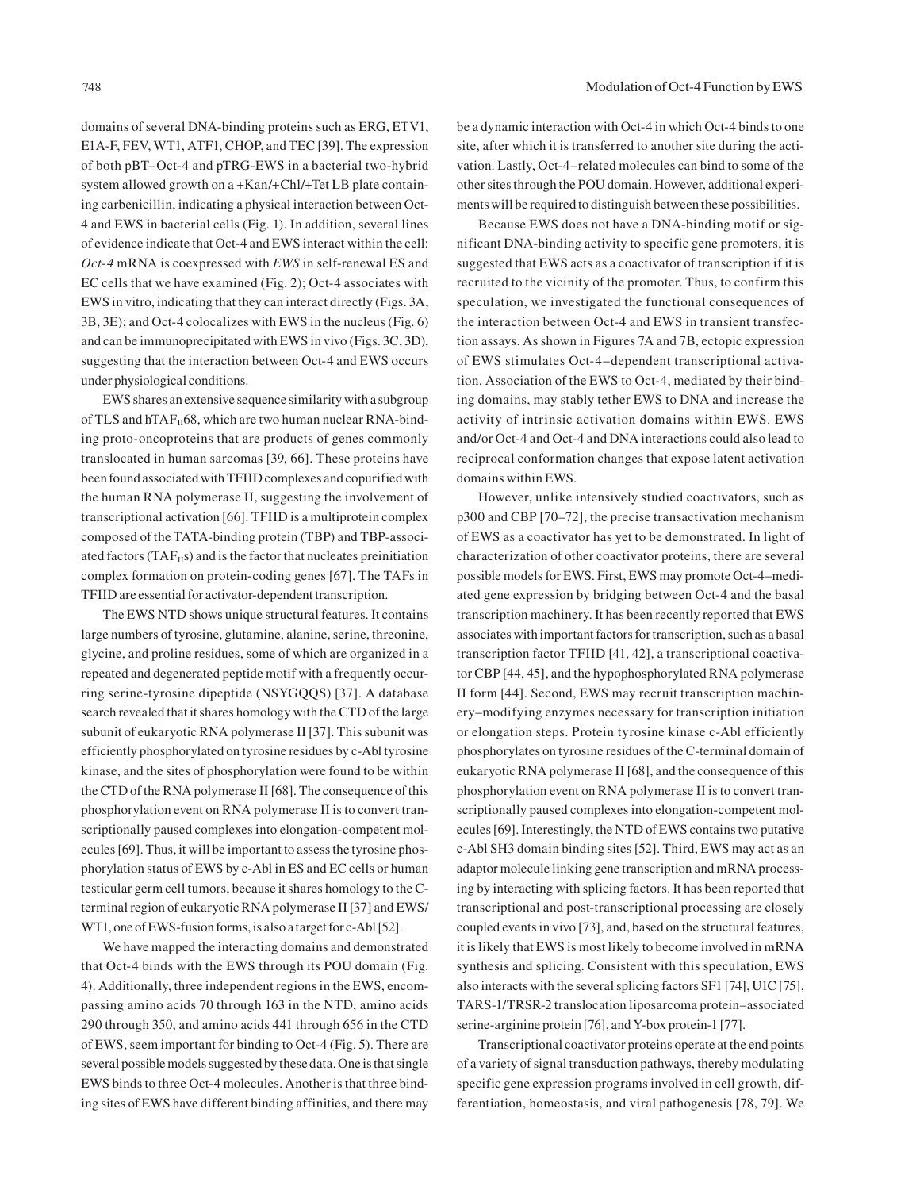domains of several DNA-binding proteins such as ERG, ETV1, E1A-F, FEV, WT1, ATF1, CHOP, and TEC [39]. The expression of both pBT–Oct-4 and pTRG-EWS in a bacterial two-hybrid system allowed growth on a +Kan/+Chl/+Tet LB plate containing carbenicillin, indicating a physical interaction between Oct-4 and EWS in bacterial cells (Fig. 1). In addition, several lines of evidence indicate that Oct-4 and EWS interact within the cell: *Oct-4* mRNA is coexpressed with *EWS* in self-renewal ES and EC cells that we have examined (Fig. 2); Oct-4 associates with EWS in vitro, indicating that they can interact directly (Figs. 3A, 3B, 3E); and Oct-4 colocalizes with EWS in the nucleus (Fig. 6) and can be immunoprecipitated with EWS in vivo (Figs. 3C, 3D), suggesting that the interaction between Oct-4 and EWS occurs under physiological conditions.

EWS shares an extensive sequence similarity with a subgroup of TLS and $hTAF_{II}68$, which are two human nuclear RNA-binding proto-oncoproteins that are products of genes commonly translocated in human sarcomas [39, 66]. These proteins have been found associated with TFIID complexes and copurified with the human RNA polymerase II, suggesting the involvement of transcriptional activation [66]. TFIID is a multiprotein complex composed of the TATA-binding protein (TBP) and TBP-associated factors ($TAF_{II}$s) and is the factor that nucleates preinitiation complex formation on protein-coding genes [67]. The TAFs in TFIID are essential for activator-dependent transcription.

The EWS NTD shows unique structural features. It contains large numbers of tyrosine, glutamine, alanine, serine, threonine, glycine, and proline residues, some of which are organized in a repeated and degenerated peptide motif with a frequently occurring serine-tyrosine dipeptide (NSYGQQS) [37]. A database search revealed that it shares homology with the CTD of the large subunit of eukaryotic RNA polymerase II [37]. This subunit was efficiently phosphorylated on tyrosine residues by c-Abl tyrosine kinase, and the sites of phosphorylation were found to be within the CTD of the RNA polymerase II [68]. The consequence of this phosphorylation event on RNA polymerase II is to convert transcriptionally paused complexes into elongation-competent molecules [69]. Thus, it will be important to assess the tyrosine phosphorylation status of EWS by c-Abl in ES and EC cells or human testicular germ cell tumors, because it shares homology to the C-terminal region of eukaryotic RNA polymerase II [37] and EWS/WT1, one of EWS-fusion forms, is also a target for c-Abl [52].

We have mapped the interacting domains and demonstrated that Oct-4 binds with the EWS through its POU domain (Fig. 4). Additionally, three independent regions in the EWS, encompassing amino acids 70 through 163 in the NTD, amino acids 290 through 350, and amino acids 441 through 656 in the CTD of EWS, seem important for binding to Oct-4 (Fig. 5). There are several possible models suggested by these data. One is that single EWS binds to three Oct-4 molecules. Another is that three binding sites of EWS have different binding affinities, and there may be a dynamic interaction with Oct-4 in which Oct-4 binds to one site, after which it is transferred to another site during the activation. Lastly, Oct-4–related molecules can bind to some of the other sites through the POU domain. However, additional experiments will be required to distinguish between these possibilities.

Because EWS does not have a DNA-binding motif or significant DNA-binding activity to specific gene promoters, it is suggested that EWS acts as a coactivator of transcription if it is recruited to the vicinity of the promoter. Thus, to confirm this speculation, we investigated the functional consequences of the interaction between Oct-4 and EWS in transient transfection assays. As shown in Figures 7A and 7B, ectopic expression of EWS stimulates Oct-4–dependent transcriptional activation. Association of the EWS to Oct-4, mediated by their binding domains, may stably tether EWS to DNA and increase the activity of intrinsic activation domains within EWS. EWS and/or Oct-4 and Oct-4 and DNA interactions could also lead to reciprocal conformation changes that expose latent activation domains within EWS.

However, unlike intensively studied coactivators, such as p300 and CBP [70–72], the precise transactivation mechanism of EWS as a coactivator has yet to be demonstrated. In light of characterization of other coactivator proteins, there are several possible models for EWS. First, EWS may promote Oct-4–mediated gene expression by bridging between Oct-4 and the basal transcription machinery. It has been recently reported that EWS associates with important factors for transcription, such as a basal transcription factor TFIID [41, 42], a transcriptional coactivator CBP [44, 45], and the hypophosphorylated RNA polymerase II form [44]. Second, EWS may recruit transcription machinery–modifying enzymes necessary for transcription initiation or elongation steps. Protein tyrosine kinase c-Abl efficiently phosphorylates on tyrosine residues of the C-terminal domain of eukaryotic RNA polymerase II [68], and the consequence of this phosphorylation event on RNA polymerase II is to convert transcriptionally paused complexes into elongation-competent molecules [69]. Interestingly, the NTD of EWS contains two putative c-Abl SH3 domain binding sites [52]. Third, EWS may act as an adaptor molecule linking gene transcription and mRNA processing by interacting with splicing factors. It has been reported that transcriptional and post-transcriptional processing are closely coupled events in vivo [73], and, based on the structural features, it is likely that EWS is most likely to become involved in mRNA synthesis and splicing. Consistent with this speculation, EWS also interacts with the several splicing factors SF1 [74], U1C [75], TARS-1/TRSR-2 translocation liposarcoma protein–associated serine-arginine protein [76], and Y-box protein-1 [77].

Transcriptional coactivator proteins operate at the end points of a variety of signal transduction pathways, thereby modulating specific gene expression programs involved in cell growth, differentiation, homeostasis, and viral pathogenesis [78, 79]. We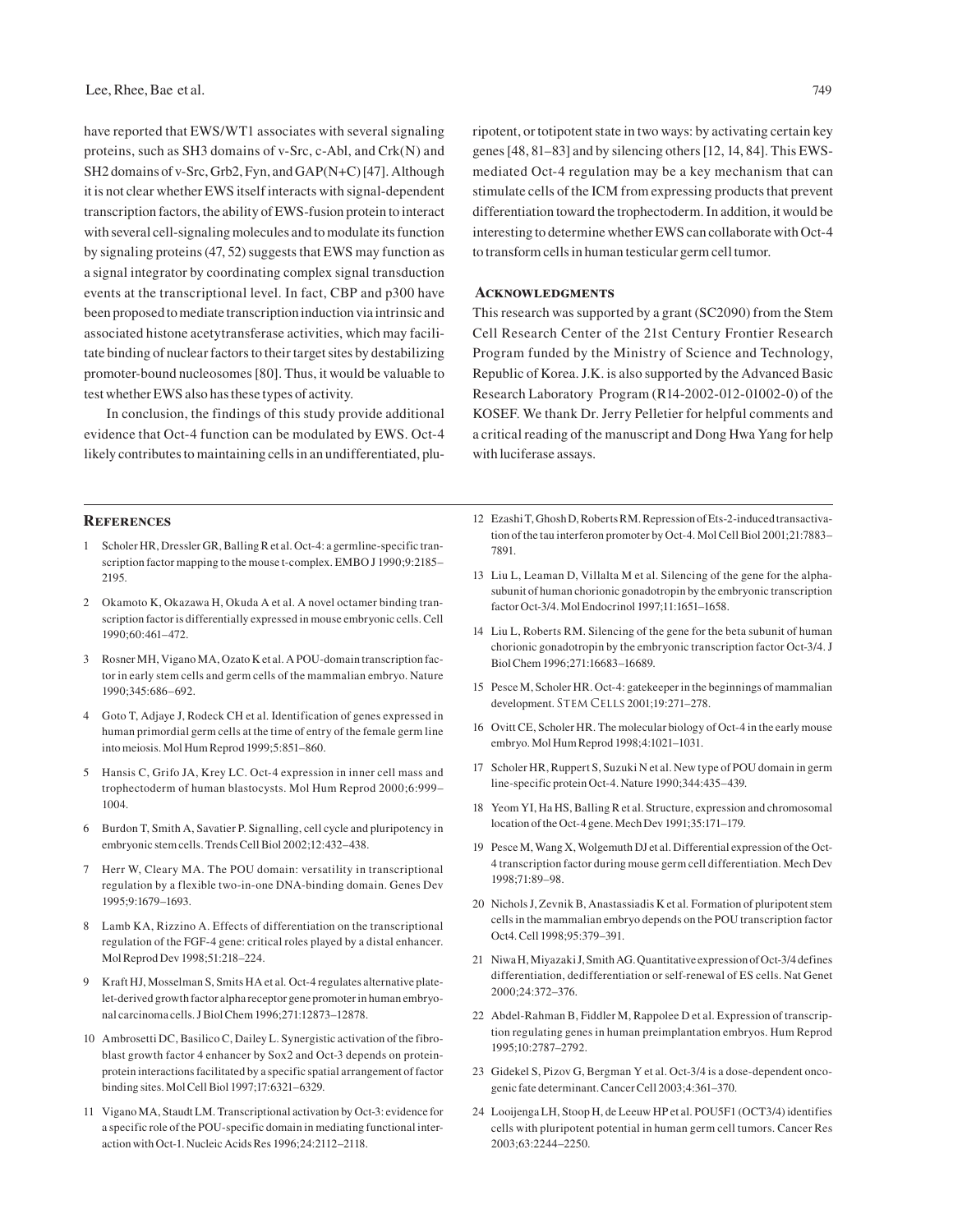have reported that EWS/WT1 associates with several signaling proteins, such as SH3 domains of v-Src, c-Abl, and Crk(N) and SH2 domains of v-Src, Grb2, Fyn, and GAP(N+C) [47]. Although it is not clear whether EWS itself interacts with signal-dependent transcription factors, the ability of EWS-fusion protein to interact with several cell-signaling molecules and to modulate its function by signaling proteins (47, 52) suggests that EWS may function as a signal integrator by coordinating complex signal transduction events at the transcriptional level. In fact, CBP and p300 have been proposed to mediate transcription induction via intrinsic and associated histone acetytransferase activities, which may facilitate binding of nuclear factors to their target sites by destabilizing promoter-bound nucleosomes [80]. Thus, it would be valuable to test whether EWS also has these types of activity.

In conclusion, the findings of this study provide additional evidence that Oct-4 function can be modulated by EWS. Oct-4 likely contributes to maintaining cells in an undifferentiated, pluripotent, or totipotent state in two ways: by activating certain key genes [48, 81–83] and by silencing others [12, 14, 84]. This EWS-mediated Oct-4 regulation may be a key mechanism that can stimulate cells of the ICM from expressing products that prevent differentiation toward the trophectoderm. In addition, it would be interesting to determine whether EWS can collaborate with Oct-4 to transform cells in human testicular germ cell tumor.

## Acknowledgments

This research was supported by a grant (SC2090) from the Stem Cell Research Center of the 21st Century Frontier Research Program funded by the Ministry of Science and Technology, Republic of Korea. J.K. is also supported by the Advanced Basic Research Laboratory Program (R14-2002-012-01002-0) of the KOSEF. We thank Dr. Jerry Pelletier for helpful comments and a critical reading of the manuscript and Dong Hwa Yang for help with luciferase assays.

## References

1. Scholer HR, Dressler GR, Balling R et al. Oct-4: a germline-specific transcription factor mapping to the mouse t-complex. EMBO J 1990;9:2185–2195.
2. Okamoto K, Okazawa H, Okuda A et al. A novel octamer binding transcription factor is differentially expressed in mouse embryonic cells. Cell 1990;60:461–472.
3. Rosner MH, Vigano MA, Ozato K et al. A POU-domain transcription factor in early stem cells and germ cells of the mammalian embryo. Nature 1990;345:686–692.
4. Goto T, Adjaye J, Rodeck CH et al. Identification of genes expressed in human primordial germ cells at the time of entry of the female germ line into meiosis. Mol Hum Reprod 1999;5:851–860.
5. Hansis C, Grifo JA, Krey LC. Oct-4 expression in inner cell mass and trophectoderm of human blastocysts. Mol Hum Reprod 2000;6:999–1004.
6. Burdon T, Smith A, Savatier P. Signalling, cell cycle and pluripotency in embryonic stem cells. Trends Cell Biol 2002;12:432–438.
7. Herr W, Cleary MA. The POU domain: versatility in transcriptional regulation by a flexible two-in-one DNA-binding domain. Genes Dev 1995;9:1679–1693.
8. Lamb KA, Rizzino A. Effects of differentiation on the transcriptional regulation of the FGF-4 gene: critical roles played by a distal enhancer. Mol Reprod Dev 1998;51:218–224.
9. Kraft HJ, Mosselman S, Smits HA et al. Oct-4 regulates alternative platelet-derived growth factor alpha receptor gene promoter in human embryonal carcinoma cells. J Biol Chem 1996;271:12873–12878.
10. Ambrosetti DC, Basilico C, Dailey L. Synergistic activation of the fibroblast growth factor 4 enhancer by Sox2 and Oct-3 depends on protein-protein interactions facilitated by a specific spatial arrangement of factor binding sites. Mol Cell Biol 1997;17:6321–6329.
11. Vigano MA, Staudt LM. Transcriptional activation by Oct-3: evidence for a specific role of the POU-specific domain in mediating functional interaction with Oct-1. Nucleic Acids Res 1996;24:2112–2118.
12. Ezashi T, Ghosh D, Roberts RM. Repression of Ets-2-induced transactivation of the tau interferon promoter by Oct-4. Mol Cell Biol 2001;21:7883–7891.
13. Liu L, Leaman D, Villalta M et al. Silencing of the gene for the alpha-subunit of human chorionic gonadotropin by the embryonic transcription factor Oct-3/4. Mol Endocrinol 1997;11:1651–1658.
14. Liu L, Roberts RM. Silencing of the gene for the beta subunit of human chorionic gonadotropin by the embryonic transcription factor Oct-3/4. J Biol Chem 1996;271:16683–16689.
15. Pesce M, Scholer HR. Oct-4: gatekeeper in the beginnings of mammalian development. STEM CELLS 2001;19:271–278.
16. Ovitt CE, Scholer HR. The molecular biology of Oct-4 in the early mouse embryo. Mol Hum Reprod 1998;4:1021–1031.
17. Scholer HR, Ruppert S, Suzuki N et al. New type of POU domain in germ line-specific protein Oct-4. Nature 1990;344:435–439.
18. Yeom YI, Ha HS, Balling R et al. Structure, expression and chromosomal location of the Oct-4 gene. Mech Dev 1991;35:171–179.
19. Pesce M, Wang X, Wolgemuth DJ et al. Differential expression of the Oct-4 transcription factor during mouse germ cell differentiation. Mech Dev 1998;71:89–98.
20. Nichols J, Zevnik B, Anastassiadis K et al. Formation of pluripotent stem cells in the mammalian embryo depends on the POU transcription factor Oct4. Cell 1998;95:379–391.
21. Niwa H, Miyazaki J, Smith AG. Quantitative expression of Oct-3/4 defines differentiation, dedifferentiation or self-renewal of ES cells. Nat Genet 2000;24:372–376.
22. Abdel-Rahman B, Fiddler M, Rappolee D et al. Expression of transcription regulating genes in human preimplantation embryos. Hum Reprod 1995;10:2787–2792.
23. Gidekel S, Pizov G, Bergman Y et al. Oct-3/4 is a dose-dependent oncogenic fate determinant. Cancer Cell 2003;4:361–370.
24. Looijenga LH, Stoop H, de Leeuw HP et al. POU5F1 (OCT3/4) identifies cells with pluripotent potential in human germ cell tumors. Cancer Res 2003;63:2244–2250.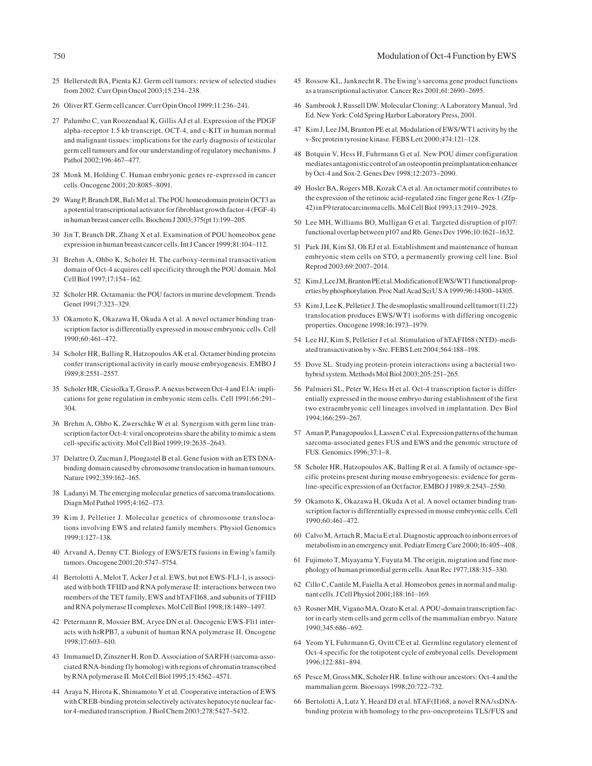25 Hellerstedt BA, Pienta KJ. Germ cell tumors: review of selected studies from 2002. Curr Opin Oncol 2003;15:234–238.

26 Oliver RT. Germ cell cancer. Curr Opin Oncol 1999;11:236–241.

27 Palumbo C, van Roozendaal K, Gillis AJ et al. Expression of the PDGF alpha-receptor 1.5 kb transcript, OCT-4, and c-KIT in human normal and malignant tissues: implications for the early diagnosis of testicular germ cell tumours and for our understanding of regulatory mechanisms. J Pathol 2002;196:467–477.

28 Monk M, Holding C. Human embryonic genes re-expressed in cancer cells. Oncogene 2001;20:8085–8091.

29 Wang P, Branch DR, Bali M et al. The POU homeodomain protein OCT3 as a potential transcriptional activator for fibroblast growth factor-4 (FGF-4) in human breast cancer cells. Biochem J 2003;375(pt 1):199–205.

30 Jin T, Branch DR, Zhang X et al. Examination of POU homeobox gene expression in human breast cancer cells. Int J Cancer 1999;81:104–112.

31 Brehm A, Ohbo K, Scholer H. The carboxy-terminal transactivation domain of Oct-4 acquires cell specificity through the POU domain. Mol Cell Biol 1997;17:154–162.

32 Scholer HR. Octamania: the POU factors in murine development. Trends Genet 1991;7:323–329.

33 Okamoto K, Okazawa H, Okuda A et al. A novel octamer binding transcription factor is differentially expressed in mouse embryonic cells. Cell 1990;60:461–472.

34 Scholer HR, Balling R, Hatzopoulos AK et al. Octamer binding proteins confer transcriptional activity in early mouse embryogenesis. EMBO J 1989;8:2551–2557.

35 Scholer HR, Ciesiolka T, Gruss P. A nexus between Oct-4 and E1A: implications for gene regulation in embryonic stem cells. Cell 1991;66:291–304.

36 Brehm A, Ohbo K, Zwerschke W et al. Synergism with germ line transcription factor Oct-4: viral oncoproteins share the ability to mimic a stem cell-specific activity. Mol Cell Biol 1999;19:2635–2643.

37 Delattre O, Zucman J, Plougastel B et al. Gene fusion with an ETS DNA-binding domain caused by chromosome translocation in human tumours. Nature 1992;359:162–165.

38 Ladanyi M. The emerging molecular genetics of sarcoma translocations. Diagn Mol Pathol 1995;4:162–173.

39 Kim J, Pelletier J. Molecular genetics of chromosome translocations involving EWS and related family members. Physiol Genomics 1999;1:127–138.

40 Arvand A, Denny CT. Biology of EWS/ETS fusions in Ewing's family tumors. Oncogene 2001;20:5747–5754.

41 Bertolotti A, Melot T, Acker J et al. EWS, but not EWS-FLI-1, is associated with both TFIID and RNA polymerase II: interactions between two members of the TET family, EWS and hTAFII68, and subunits of TFIID and RNA polymerase II complexes. Mol Cell Biol 1998;18:1489–1497.

42 Petermann R, Mossier BM, Aryee DN et al. Oncogenic EWS-Fli1 interacts with hsRPB7, a subunit of human RNA polymerase II. Oncogene 1998;17:603–610.

43 Immanuel D, Zinszner H, Ron D. Association of SARFH (sarcoma-associated RNA-binding fly homolog) with regions of chromatin transcribed by RNA polymerase II. Mol Cell Biol 1995;15:4562–4571.

44 Araya N, Hirota K, Shimamoto Y et al. Cooperative interaction of EWS with CREB-binding protein selectively activates hepatocyte nuclear factor 4-mediated transcription. J Biol Chem 2003;278:5427–5432.

45 Rossow KL, Janknecht R. The Ewing's sarcoma gene product functions as a transcriptional activator. Cancer Res 2001;61:2690–2695.

46 Sambrook J, Russell DW. Molecular Cloning: A Laboratory Manual, 3rd Ed. New York: Cold Spring Harbor Laboratory Press, 2001.

47 Kim J, Lee JM, Branton PE et al. Modulation of EWS/WT1 activity by the v-Src protein tyrosine kinase. FEBS Lett 2000;474:121–128.

48 Botquin V, Hess H, Fuhrmann G et al. New POU dimer configuration mediates antagonistic control of an osteopontin preimplantation enhancer by Oct-4 and Sox-2. Genes Dev 1998;12:2073–2090.

49 Hosler BA, Rogers MB, Kozak CA et al. An octamer motif contributes to the expression of the retinoic acid-regulated zinc finger gene Rex-1 (Zfp-42) in F9 teratocarcinoma cells. Mol Cell Biol 1993;13:2919–2928.

50 Lee MH, Williams BO, Mulligan G et al. Targeted disruption of p107: functional overlap between p107 and Rb. Genes Dev 1996;10:1621–1632.

51 Park JH, Kim SJ, Oh EJ et al. Establishment and maintenance of human embryonic stem cells on STO, a permanently growing cell line. Biol Reprod 2003;69:2007–2014.

52 Kim J, Lee JM, Branton PE et al. Modification of EWS/WT1 functional properties by phosphorylation. Proc Natl Acad Sci U S A 1999;96:14300–14305.

53 Kim J, Lee K, Pelletier J. The desmoplastic small round cell tumor t(11;22) translocation produces EWS/WT1 isoforms with differing oncogenic properties. Oncogene 1998;16:1973–1979.

54 Lee HJ, Kim S, Pelletier J et al. Stimulation of hTAFII68 (NTD)-mediated transactivation by v-Src. FEBS Lett 2004;564:188–198.

55 Dove SL. Studying protein-protein interactions using a bacterial two-hybrid system. Methods Mol Biol 2003;205:251–265.

56 Palmieri SL, Peter W, Hess H et al. Oct-4 transcription factor is differentially expressed in the mouse embryo during establishment of the first two extraembryonic cell lineages involved in implantation. Dev Biol 1994;166:259–267.

57 Aman P, Panagopoulos I, Lassen C et al. Expression patterns of the human sarcoma-associated genes FUS and EWS and the genomic structure of FUS. Genomics 1996;37:1–8.

58 Scholer HR, Hatzopoulos AK, Balling R et al. A family of octamer-specific proteins present during mouse embryogenesis: evidence for germline-specific expression of an Oct factor. EMBO J 1989;8:2543–2550.

59 Okamoto K, Okazawa H, Okuda A et al. A novel octamer binding transcription factor is differentially expressed in mouse embryonic cells. Cell 1990;60:461–472.

60 Calvo M, Artuch R, Macia E et al. Diagnostic approach to inborn errors of metabolism in an emergency unit. Pediatr Emerg Care 2000;16:405–408.

61 Fujimoto T, Miyayama Y, Fuyuta M. The origin, migration and fine morphology of human primordial germ cells. Anat Rec 1977;188:315–330.

62 Cillo C, Cantile M, Faiella A et al. Homeobox genes in normal and malignant cells. J Cell Physiol 2001;188:161–169.

63 Rosner MH, Vigano MA, Ozato K et al. A POU-domain transcription factor in early stem cells and germ cells of the mammalian embryo. Nature 1990;345:686–692.

64 Yeom YI, Fuhrmann G, Ovitt CE et al. Germline regulatory element of Oct-4 specific for the totipotent cycle of embryonal cells. Development 1996;122:881–894.

65 Pesce M, Gross MK, Scholer HR. In line with our ancestors: Oct-4 and the mammalian germ. Bioessays 1998;20:722–732.

66 Bertolotti A, Lutz Y, Heard DJ et al. hTAF(II)68, a novel RNA/ssDNA-binding protein with homology to the pro-oncoproteins TLS/FUS and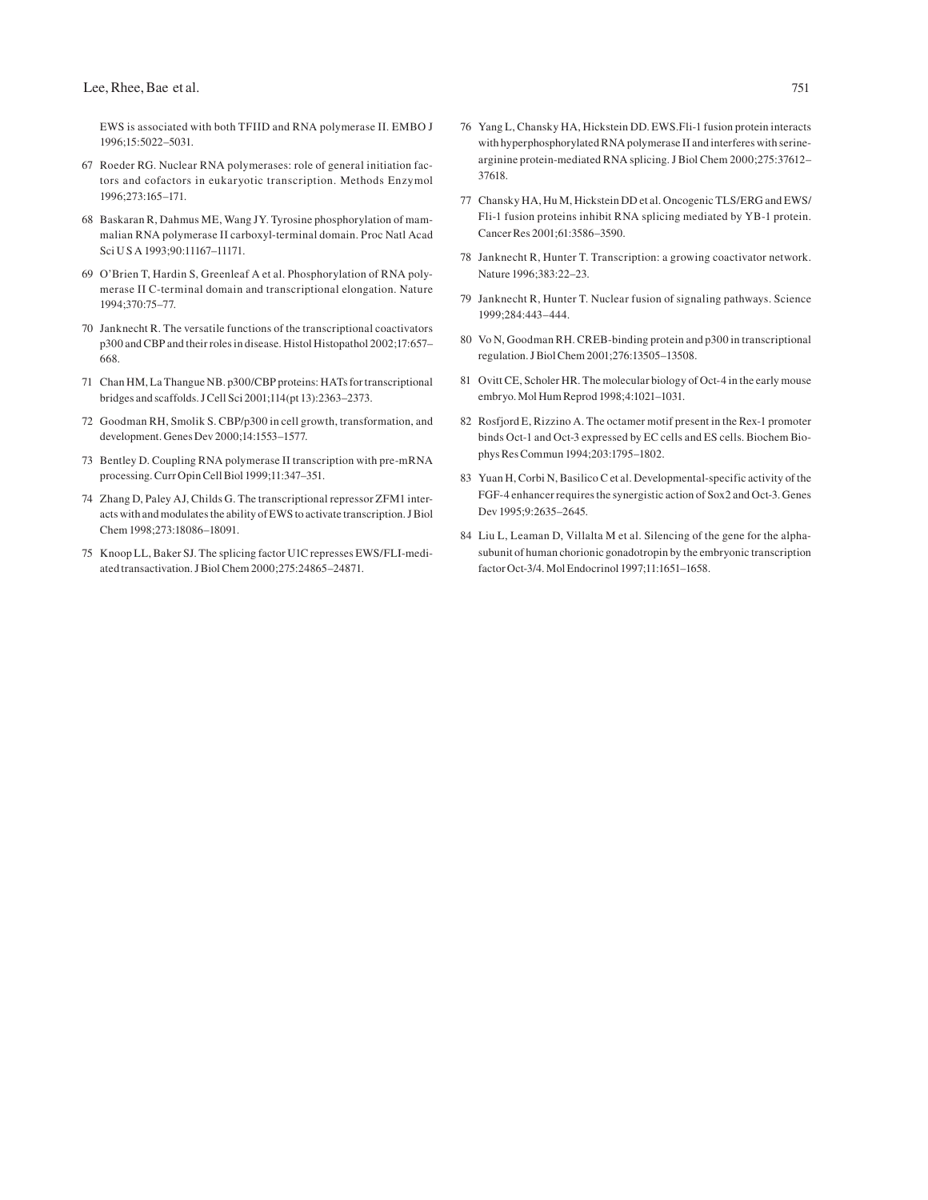EWS is associated with both TFIID and RNA polymerase II. EMBO J 1996;15:5022–5031.

67 Roeder RG. Nuclear RNA polymerases: role of general initiation factors and cofactors in eukaryotic transcription. Methods Enzymol 1996;273:165–171.

68 Baskaran R, Dahmus ME, Wang JY. Tyrosine phosphorylation of mammalian RNA polymerase II carboxyl-terminal domain. Proc Natl Acad Sci U S A 1993;90:11167–11171.

69 O'Brien T, Hardin S, Greenleaf A et al. Phosphorylation of RNA polymerase II C-terminal domain and transcriptional elongation. Nature 1994;370:75–77.

70 Janknecht R. The versatile functions of the transcriptional coactivators p300 and CBP and their roles in disease. Histol Histopathol 2002;17:657–668.

71 Chan HM, La Thangue NB. p300/CBP proteins: HATs for transcriptional bridges and scaffolds. J Cell Sci 2001;114(pt 13):2363–2373.

72 Goodman RH, Smolik S. CBP/p300 in cell growth, transformation, and development. Genes Dev 2000;14:1553–1577.

73 Bentley D. Coupling RNA polymerase II transcription with pre-mRNA processing. Curr Opin Cell Biol 1999;11:347–351.

74 Zhang D, Paley AJ, Childs G. The transcriptional repressor ZFM1 interacts with and modulates the ability of EWS to activate transcription. J Biol Chem 1998;273:18086–18091.

75 Knoop LL, Baker SJ. The splicing factor U1C represses EWS/FLI-mediated transactivation. J Biol Chem 2000;275:24865–24871.

76 Yang L, Chansky HA, Hickstein DD. EWS.Fli-1 fusion protein interacts with hyperphosphorylated RNA polymerase II and interferes with serine-arginine protein-mediated RNA splicing. J Biol Chem 2000;275:37612–37618.

77 Chansky HA, Hu M, Hickstein DD et al. Oncogenic TLS/ERG and EWS/Fli-1 fusion proteins inhibit RNA splicing mediated by YB-1 protein. Cancer Res 2001;61:3586–3590.

78 Janknecht R, Hunter T. Transcription: a growing coactivator network. Nature 1996;383:22–23.

79 Janknecht R, Hunter T. Nuclear fusion of signaling pathways. Science 1999;284:443–444.

80 Vo N, Goodman RH. CREB-binding protein and p300 in transcriptional regulation. J Biol Chem 2001;276:13505–13508.

81 Ovitt CE, Scholer HR. The molecular biology of Oct-4 in the early mouse embryo. Mol Hum Reprod 1998;4:1021–1031.

82 Rosfjord E, Rizzino A. The octamer motif present in the Rex-1 promoter binds Oct-1 and Oct-3 expressed by EC cells and ES cells. Biochem Biophys Res Commun 1994;203:1795–1802.

83 Yuan H, Corbi N, Basilico C et al. Developmental-specific activity of the FGF-4 enhancer requires the synergistic action of Sox2 and Oct-3. Genes Dev 1995;9:2635–2645.

84 Liu L, Leaman D, Villalta M et al. Silencing of the gene for the alpha-subunit of human chorionic gonadotropin by the embryonic transcription factor Oct-3/4. Mol Endocrinol 1997;11:1651–1658.